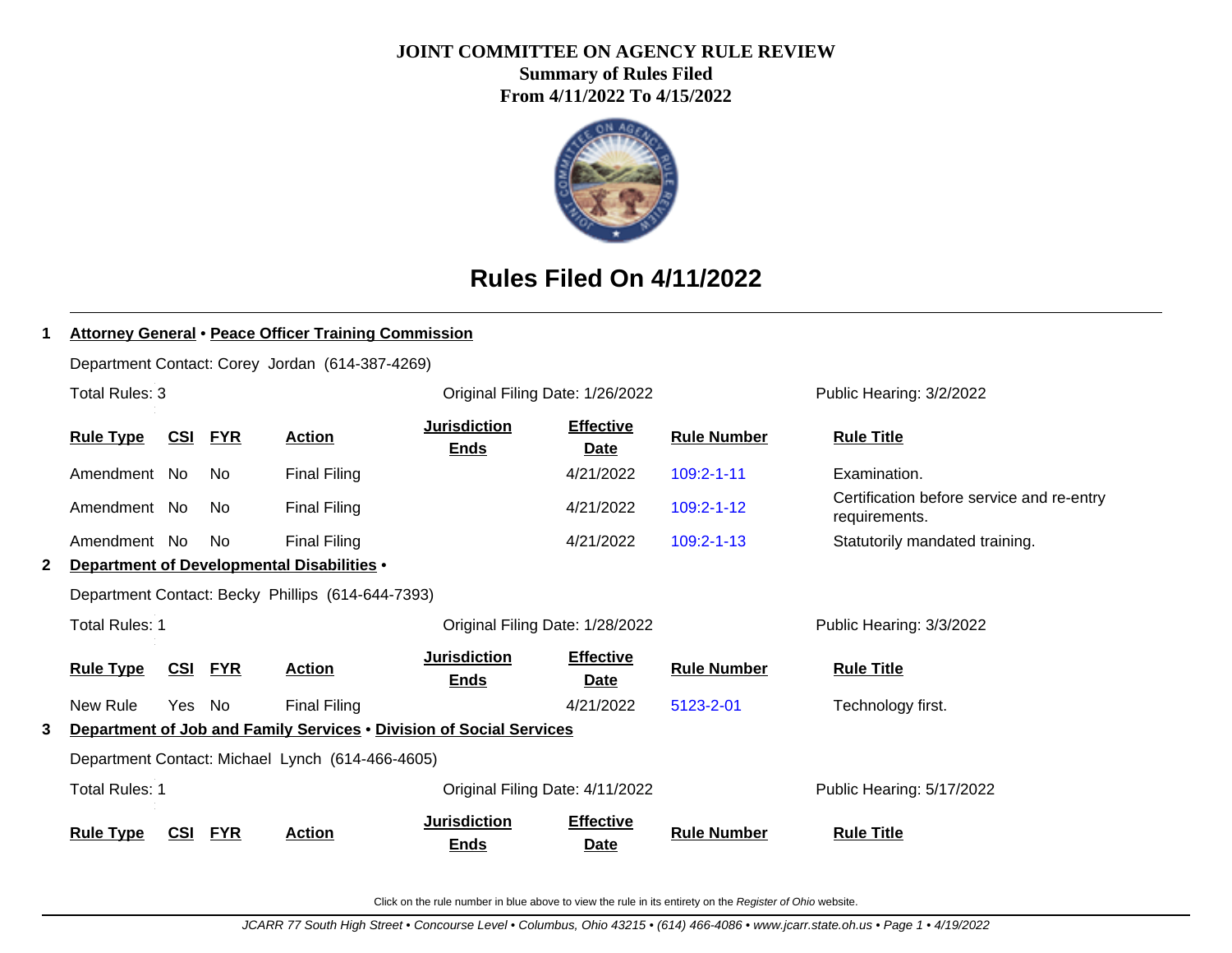# JOINT COMMITTEE ON AGENCY RULE REVIEW

**Summary of Rules Filed**
**From 4/11/2022 To 4/15/2022**

## Rules Filed On 4/11/2022

**1 Attorney General • Peace Officer Training Commission**

Department Contact: Corey Jordan (614-387-4269)

Total Rules: 3 | Original Filing Date: 1/26/2022 | Public Hearing: 3/2/2022

| Rule Type | CSI | FYR | Action | Jurisdiction Ends | Effective Date | Rule Number | Rule Title |
|---|---|---|---|---|---|---|---|
| Amendment | No | No | Final Filing | | 4/21/2022 | 109:2-1-11 | Examination. |
| Amendment | No | No | Final Filing | | 4/21/2022 | 109:2-1-12 | Certification before service and re-entry requirements. |
| Amendment | No | No | Final Filing | | 4/21/2022 | 109:2-1-13 | Statutorily mandated training. |

**2 Department of Developmental Disabilities •**

Department Contact: Becky Phillips (614-644-7393)

Total Rules: 1 | Original Filing Date: 1/28/2022 | Public Hearing: 3/3/2022

| Rule Type | CSI | FYR | Action | Jurisdiction Ends | Effective Date | Rule Number | Rule Title |
|---|---|---|---|---|---|---|---|
| New Rule | Yes | No | Final Filing | | 4/21/2022 | 5123-2-01 | Technology first. |

**3 Department of Job and Family Services • Division of Social Services**

Department Contact: Michael Lynch (614-466-4605)

Total Rules: 1 | Original Filing Date: 4/11/2022 | Public Hearing: 5/17/2022

| Rule Type | CSI | FYR | Action | Jurisdiction Ends | Effective Date | Rule Number | Rule Title |
|---|---|---|---|---|---|---|---|

Click on the rule number in blue above to view the rule in its entirety on the *Register of Ohio* website.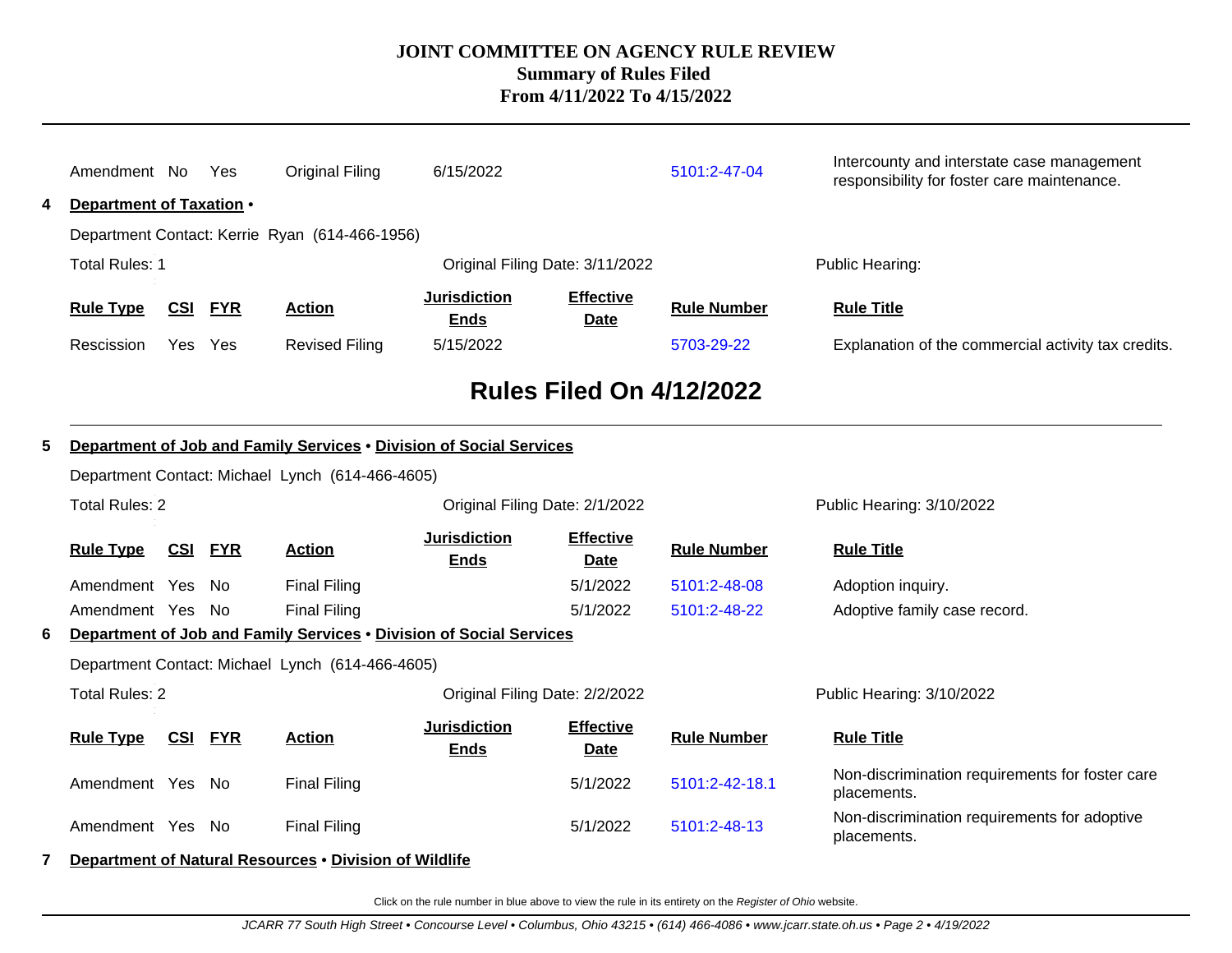| Rule Type | CSI | FYR | Action | Jurisdiction Ends | Effective Date | Rule Number | Rule Title |
|---|---|---|---|---|---|---|---|
| Amendment | No | Yes | Original Filing | 6/15/2022 | | 5101:2-47-04 | Intercounty and interstate case management responsibility for foster care maintenance. |

**4 Department of Taxation •**

Department Contact: Kerrie Ryan (614-466-1956)

Total Rules: 1 | Original Filing Date: 3/11/2022 | Public Hearing:

| Rule Type | CSI | FYR | Action | Jurisdiction Ends | Effective Date | Rule Number | Rule Title |
|---|---|---|---|---|---|---|---|
| Rescission | Yes | Yes | Revised Filing | 5/15/2022 | | 5703-29-22 | Explanation of the commercial activity tax credits. |

## Rules Filed On 4/12/2022

**5 Department of Job and Family Services • Division of Social Services**

Department Contact: Michael Lynch (614-466-4605)

Total Rules: 2 | Original Filing Date: 2/1/2022 | Public Hearing: 3/10/2022

| Rule Type | CSI | FYR | Action | Jurisdiction Ends | Effective Date | Rule Number | Rule Title |
|---|---|---|---|---|---|---|---|
| Amendment | Yes | No | Final Filing | | 5/1/2022 | 5101:2-48-08 | Adoption inquiry. |
| Amendment | Yes | No | Final Filing | | 5/1/2022 | 5101:2-48-22 | Adoptive family case record. |

**6 Department of Job and Family Services • Division of Social Services**

Department Contact: Michael Lynch (614-466-4605)

Total Rules: 2 | Original Filing Date: 2/2/2022 | Public Hearing: 3/10/2022

| Rule Type | CSI | FYR | Action | Jurisdiction Ends | Effective Date | Rule Number | Rule Title |
|---|---|---|---|---|---|---|---|
| Amendment | Yes | No | Final Filing | | 5/1/2022 | 5101:2-42-18.1 | Non-discrimination requirements for foster care placements. |
| Amendment | Yes | No | Final Filing | | 5/1/2022 | 5101:2-48-13 | Non-discrimination requirements for adoptive placements. |

**7 Department of Natural Resources • Division of Wildlife**

Click on the rule number in blue above to view the rule in its entirety on the *Register of Ohio* website.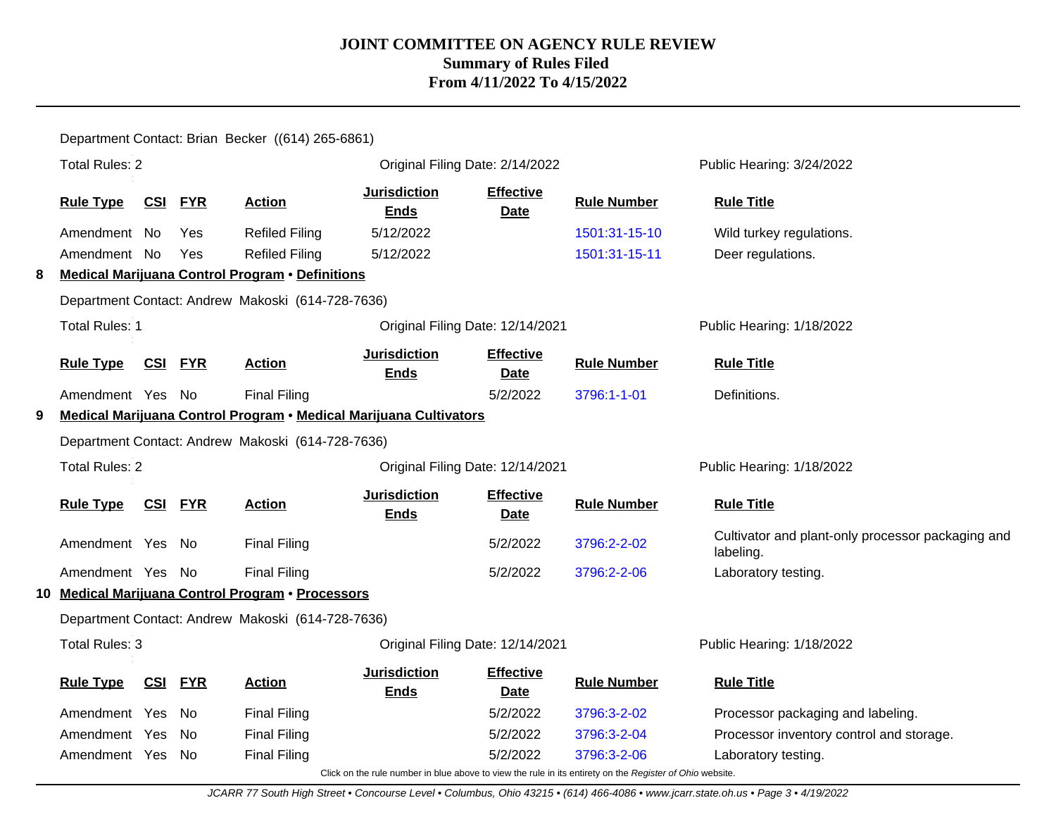# JOINT COMMITTEE ON AGENCY RULE REVIEW
## Summary of Rules Filed
## From 4/11/2022 To 4/15/2022

Department Contact: Brian Becker ((614) 265-6861)

Total Rules: 2 | Original Filing Date: 2/14/2022 | Public Hearing: 3/24/2022

| Rule Type | CSI | FYR | Action | Jurisdiction Ends | Effective Date | Rule Number | Rule Title |
|---|---|---|---|---|---|---|---|
| Amendment | No | Yes | Refiled Filing | 5/12/2022 | | 1501:31-15-10 | Wild turkey regulations. |
| Amendment | No | Yes | Refiled Filing | 5/12/2022 | | 1501:31-15-11 | Deer regulations. |

**8 Medical Marijuana Control Program • Definitions**

Department Contact: Andrew Makoski (614-728-7636)

Total Rules: 1 | Original Filing Date: 12/14/2021 | Public Hearing: 1/18/2022

| Rule Type | CSI | FYR | Action | Jurisdiction Ends | Effective Date | Rule Number | Rule Title |
|---|---|---|---|---|---|---|---|
| Amendment | Yes | No | Final Filing | | 5/2/2022 | 3796:1-1-01 | Definitions. |

**9 Medical Marijuana Control Program • Medical Marijuana Cultivators**

Department Contact: Andrew Makoski (614-728-7636)

Total Rules: 2 | Original Filing Date: 12/14/2021 | Public Hearing: 1/18/2022

| Rule Type | CSI | FYR | Action | Jurisdiction Ends | Effective Date | Rule Number | Rule Title |
|---|---|---|---|---|---|---|---|
| Amendment | Yes | No | Final Filing | | 5/2/2022 | 3796:2-2-02 | Cultivator and plant-only processor packaging and labeling. |
| Amendment | Yes | No | Final Filing | | 5/2/2022 | 3796:2-2-06 | Laboratory testing. |

**10 Medical Marijuana Control Program • Processors**

Department Contact: Andrew Makoski (614-728-7636)

Total Rules: 3 | Original Filing Date: 12/14/2021 | Public Hearing: 1/18/2022

| Rule Type | CSI | FYR | Action | Jurisdiction Ends | Effective Date | Rule Number | Rule Title |
|---|---|---|---|---|---|---|---|
| Amendment | Yes | No | Final Filing | | 5/2/2022 | 3796:3-2-02 | Processor packaging and labeling. |
| Amendment | Yes | No | Final Filing | | 5/2/2022 | 3796:3-2-04 | Processor inventory control and storage. |
| Amendment | Yes | No | Final Filing | | 5/2/2022 | 3796:3-2-06 | Laboratory testing. |

Click on the rule number in blue above to view the rule in its entirety on the *Register of Ohio* website.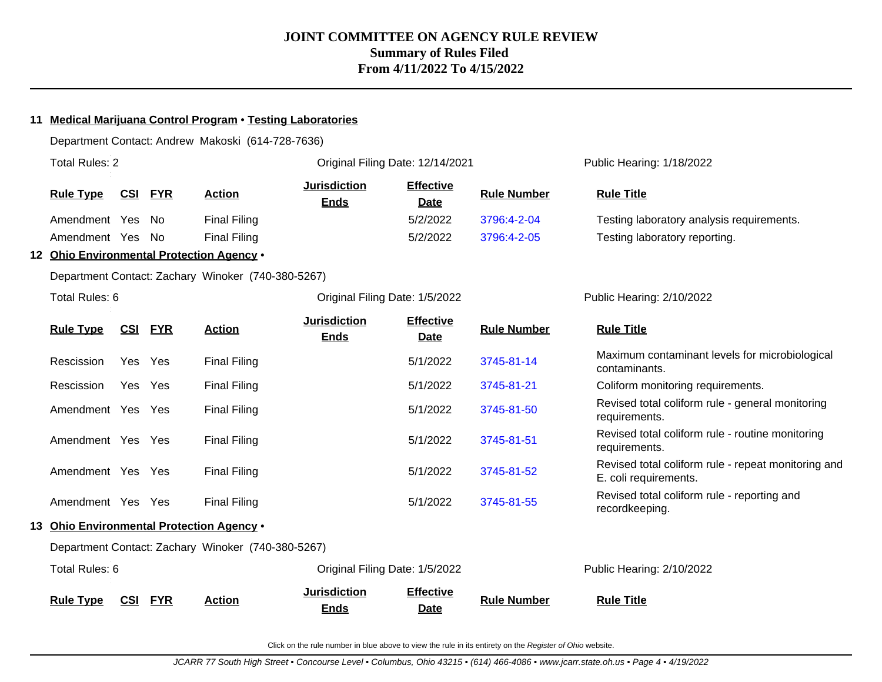# JOINT COMMITTEE ON AGENCY RULE REVIEW
## Summary of Rules Filed
## From 4/11/2022 To 4/15/2022

**11 Medical Marijuana Control Program • Testing Laboratories**

Department Contact: Andrew Makoski (614-728-7636)

Total Rules: 2 | Original Filing Date: 12/14/2021 | Public Hearing: 1/18/2022

| Rule Type | CSI | FYR | Action | Jurisdiction Ends | Effective Date | Rule Number | Rule Title |
|---|---|---|---|---|---|---|---|
| Amendment | Yes | No | Final Filing | | 5/2/2022 | 3796:4-2-04 | Testing laboratory analysis requirements. |
| Amendment | Yes | No | Final Filing | | 5/2/2022 | 3796:4-2-05 | Testing laboratory reporting. |

**12 Ohio Environmental Protection Agency •**

Department Contact: Zachary Winoker (740-380-5267)

Total Rules: 6 | Original Filing Date: 1/5/2022 | Public Hearing: 2/10/2022

| Rule Type | CSI | FYR | Action | Jurisdiction Ends | Effective Date | Rule Number | Rule Title |
|---|---|---|---|---|---|---|---|
| Rescission | Yes | Yes | Final Filing | | 5/1/2022 | 3745-81-14 | Maximum contaminant levels for microbiological contaminants. |
| Rescission | Yes | Yes | Final Filing | | 5/1/2022 | 3745-81-21 | Coliform monitoring requirements. |
| Amendment | Yes | Yes | Final Filing | | 5/1/2022 | 3745-81-50 | Revised total coliform rule - general monitoring requirements. |
| Amendment | Yes | Yes | Final Filing | | 5/1/2022 | 3745-81-51 | Revised total coliform rule - routine monitoring requirements. |
| Amendment | Yes | Yes | Final Filing | | 5/1/2022 | 3745-81-52 | Revised total coliform rule - repeat monitoring and E. coli requirements. |
| Amendment | Yes | Yes | Final Filing | | 5/1/2022 | 3745-81-55 | Revised total coliform rule - reporting and recordkeeping. |

**13 Ohio Environmental Protection Agency •**

Department Contact: Zachary Winoker (740-380-5267)

Total Rules: 6 | Original Filing Date: 1/5/2022 | Public Hearing: 2/10/2022

| Rule Type | CSI | FYR | Action | Jurisdiction Ends | Effective Date | Rule Number | Rule Title |
|---|---|---|---|---|---|---|---|

Click on the rule number in blue above to view the rule in its entirety on the *Register of Ohio* website.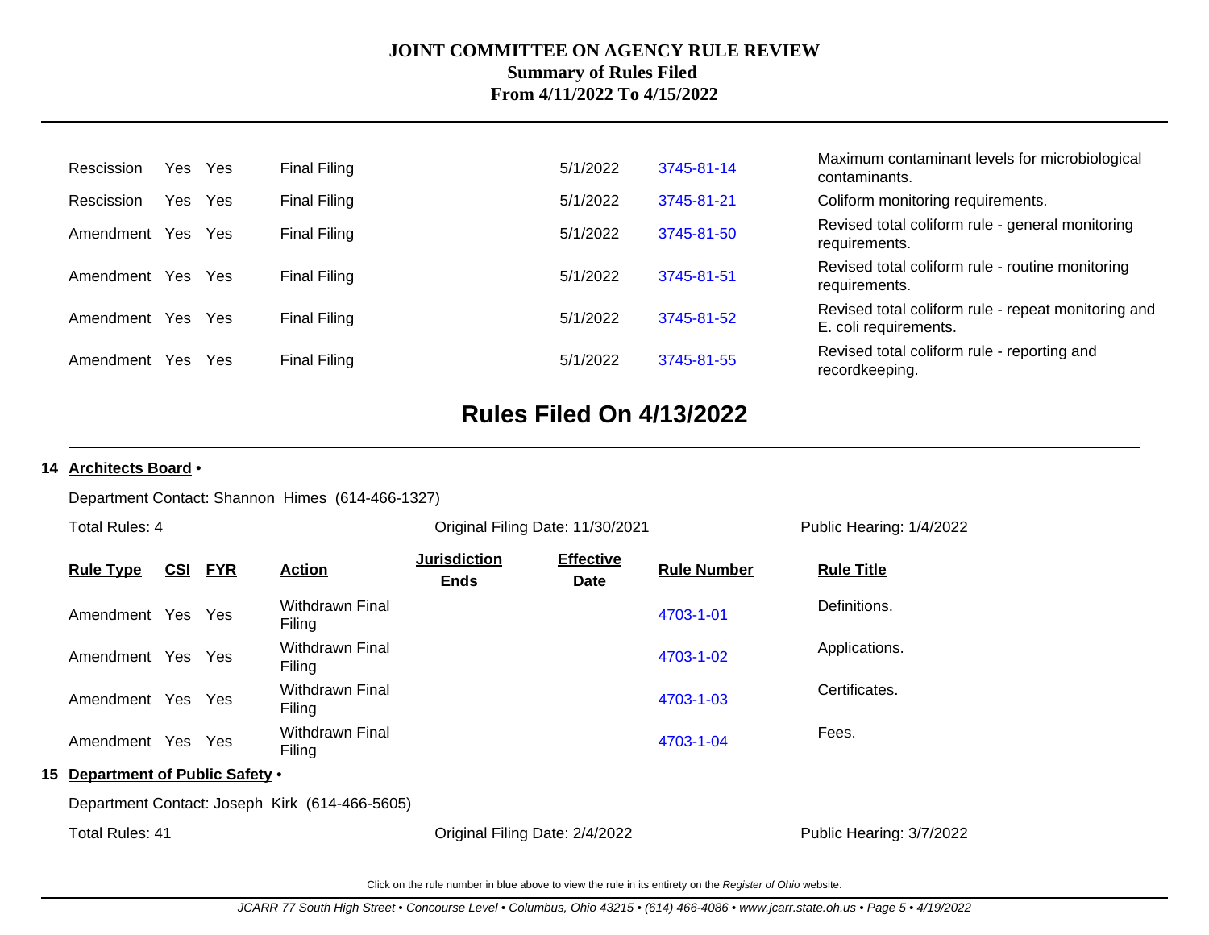| Rule Type | CSI | FYR | Action | Jurisdiction Ends | Effective Date | Rule Number | Rule Title |
|---|---|---|---|---|---|---|---|
| Rescission | Yes | Yes | Final Filing | | 5/1/2022 | 3745-81-14 | Maximum contaminant levels for microbiological contaminants. |
| Rescission | Yes | Yes | Final Filing | | 5/1/2022 | 3745-81-21 | Coliform monitoring requirements. |
| Amendment | Yes | Yes | Final Filing | | 5/1/2022 | 3745-81-50 | Revised total coliform rule - general monitoring requirements. |
| Amendment | Yes | Yes | Final Filing | | 5/1/2022 | 3745-81-51 | Revised total coliform rule - routine monitoring requirements. |
| Amendment | Yes | Yes | Final Filing | | 5/1/2022 | 3745-81-52 | Revised total coliform rule - repeat monitoring and E. coli requirements. |
| Amendment | Yes | Yes | Final Filing | | 5/1/2022 | 3745-81-55 | Revised total coliform rule - reporting and recordkeeping. |

## Rules Filed On 4/13/2022

**14 Architects Board •**

Department Contact: Shannon Himes (614-466-1327)

Total Rules: 4 | Original Filing Date: 11/30/2021 | Public Hearing: 1/4/2022

| Rule Type | CSI | FYR | Action | Jurisdiction Ends | Effective Date | Rule Number | Rule Title |
|---|---|---|---|---|---|---|---|
| Amendment | Yes | Yes | Withdrawn Final Filing | | | 4703-1-01 | Definitions. |
| Amendment | Yes | Yes | Withdrawn Final Filing | | | 4703-1-02 | Applications. |
| Amendment | Yes | Yes | Withdrawn Final Filing | | | 4703-1-03 | Certificates. |
| Amendment | Yes | Yes | Withdrawn Final Filing | | | 4703-1-04 | Fees. |

**15 Department of Public Safety •**

Department Contact: Joseph Kirk (614-466-5605)

Total Rules: 41 | Original Filing Date: 2/4/2022 | Public Hearing: 3/7/2022

Click on the rule number in blue above to view the rule in its entirety on the *Register of Ohio* website.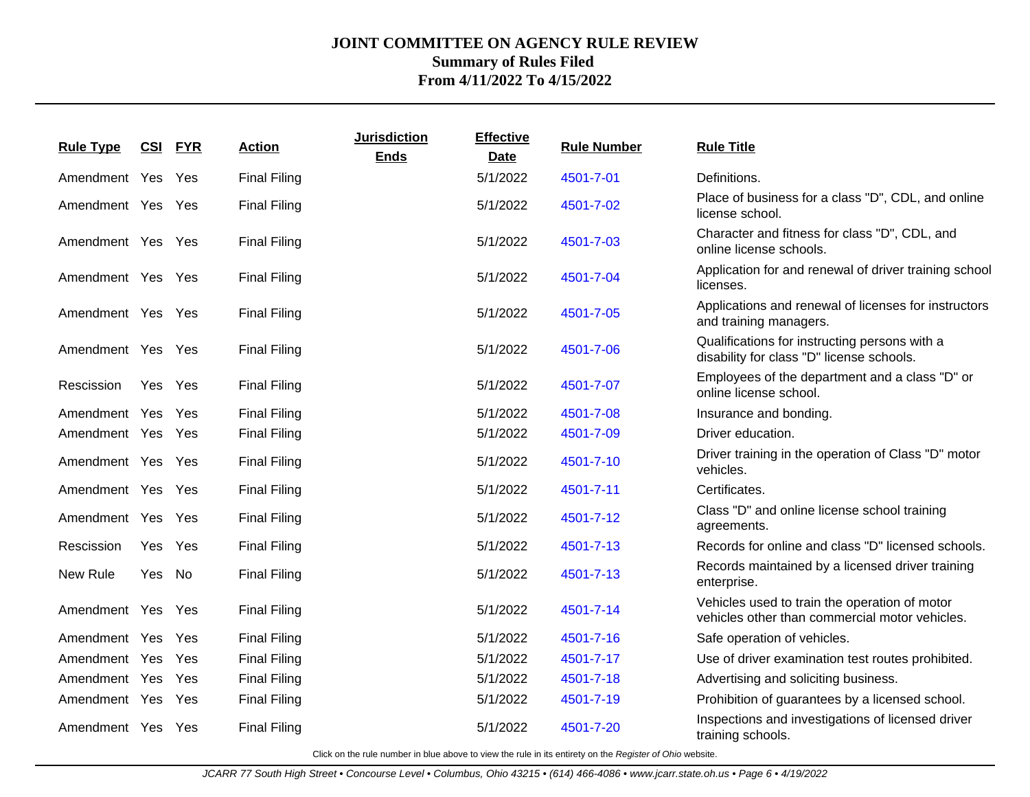# JOINT COMMITTEE ON AGENCY RULE REVIEW
## Summary of Rules Filed
## From 4/11/2022 To 4/15/2022

| Rule Type | CSI | FYR | Action | Jurisdiction Ends | Effective Date | Rule Number | Rule Title |
|---|---|---|---|---|---|---|---|
| Amendment | Yes | Yes | Final Filing | | 5/1/2022 | 4501-7-01 | Definitions. |
| Amendment | Yes | Yes | Final Filing | | 5/1/2022 | 4501-7-02 | Place of business for a class "D", CDL, and online license school. |
| Amendment | Yes | Yes | Final Filing | | 5/1/2022 | 4501-7-03 | Character and fitness for class "D", CDL, and online license schools. |
| Amendment | Yes | Yes | Final Filing | | 5/1/2022 | 4501-7-04 | Application for and renewal of driver training school licenses. |
| Amendment | Yes | Yes | Final Filing | | 5/1/2022 | 4501-7-05 | Applications and renewal of licenses for instructors and training managers. |
| Amendment | Yes | Yes | Final Filing | | 5/1/2022 | 4501-7-06 | Qualifications for instructing persons with a disability for class "D" license schools. |
| Rescission | Yes | Yes | Final Filing | | 5/1/2022 | 4501-7-07 | Employees of the department and a class "D" or online license school. |
| Amendment | Yes | Yes | Final Filing | | 5/1/2022 | 4501-7-08 | Insurance and bonding. |
| Amendment | Yes | Yes | Final Filing | | 5/1/2022 | 4501-7-09 | Driver education. |
| Amendment | Yes | Yes | Final Filing | | 5/1/2022 | 4501-7-10 | Driver training in the operation of Class "D" motor vehicles. |
| Amendment | Yes | Yes | Final Filing | | 5/1/2022 | 4501-7-11 | Certificates. |
| Amendment | Yes | Yes | Final Filing | | 5/1/2022 | 4501-7-12 | Class "D" and online license school training agreements. |
| Rescission | Yes | Yes | Final Filing | | 5/1/2022 | 4501-7-13 | Records for online and class "D" licensed schools. |
| New Rule | Yes | No | Final Filing | | 5/1/2022 | 4501-7-13 | Records maintained by a licensed driver training enterprise. |
| Amendment | Yes | Yes | Final Filing | | 5/1/2022 | 4501-7-14 | Vehicles used to train the operation of motor vehicles other than commercial motor vehicles. |
| Amendment | Yes | Yes | Final Filing | | 5/1/2022 | 4501-7-16 | Safe operation of vehicles. |
| Amendment | Yes | Yes | Final Filing | | 5/1/2022 | 4501-7-17 | Use of driver examination test routes prohibited. |
| Amendment | Yes | Yes | Final Filing | | 5/1/2022 | 4501-7-18 | Advertising and soliciting business. |
| Amendment | Yes | Yes | Final Filing | | 5/1/2022 | 4501-7-19 | Prohibition of guarantees by a licensed school. |
| Amendment | Yes | Yes | Final Filing | | 5/1/2022 | 4501-7-20 | Inspections and investigations of licensed driver training schools. |

Click on the rule number in blue above to view the rule in its entirety on the *Register of Ohio* website.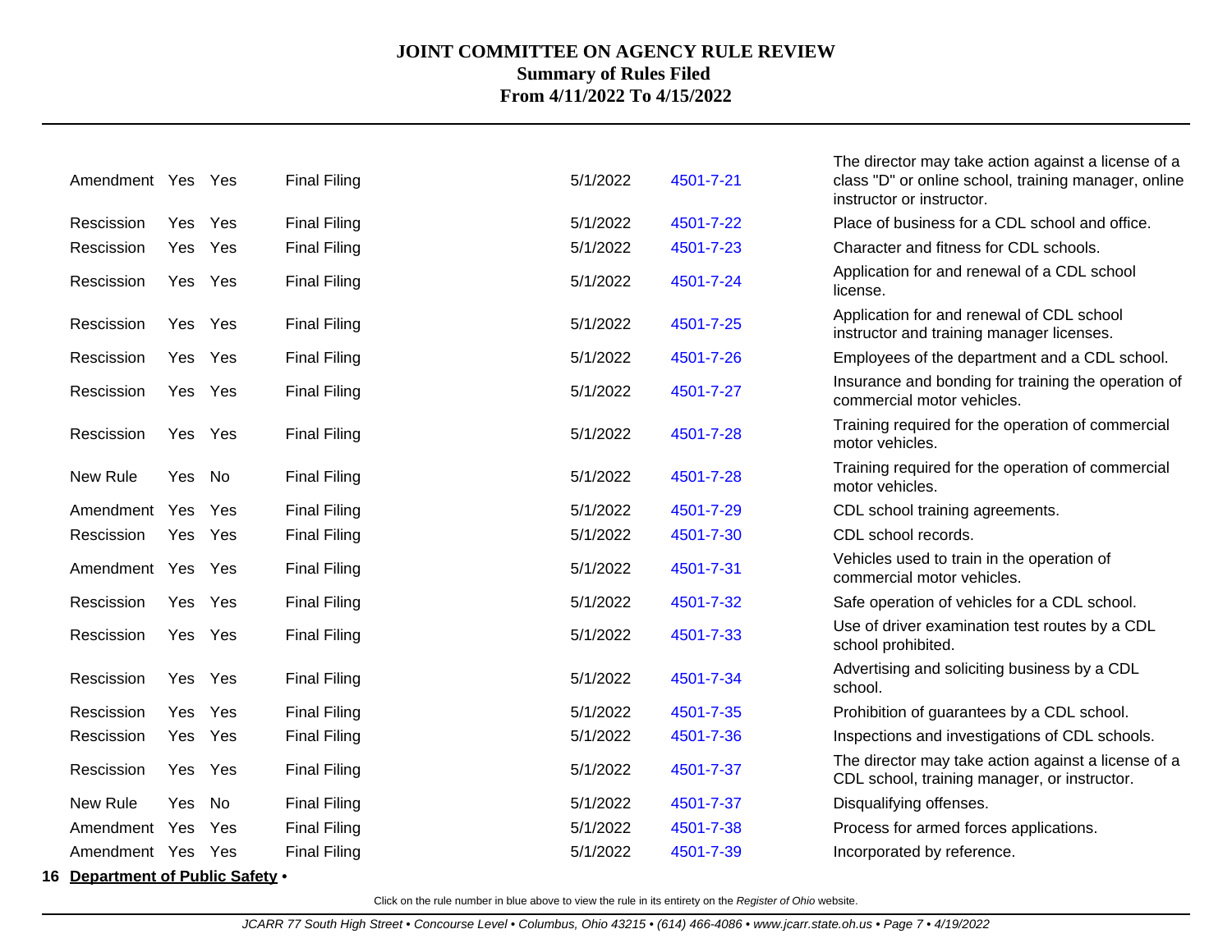# JOINT COMMITTEE ON AGENCY RULE REVIEW
## Summary of Rules Filed
## From 4/11/2022 To 4/15/2022

| | | | | | | |
|---|---|---|---|---|---|---|
| Amendment | Yes | Yes | Final Filing | 5/1/2022 | 4501-7-21 | The director may take action against a license of a class "D" or online school, training manager, online instructor or instructor. |
| Rescission | Yes | Yes | Final Filing | 5/1/2022 | 4501-7-22 | Place of business for a CDL school and office. |
| Rescission | Yes | Yes | Final Filing | 5/1/2022 | 4501-7-23 | Character and fitness for CDL schools. |
| Rescission | Yes | Yes | Final Filing | 5/1/2022 | 4501-7-24 | Application for and renewal of a CDL school license. |
| Rescission | Yes | Yes | Final Filing | 5/1/2022 | 4501-7-25 | Application for and renewal of CDL school instructor and training manager licenses. |
| Rescission | Yes | Yes | Final Filing | 5/1/2022 | 4501-7-26 | Employees of the department and a CDL school. |
| Rescission | Yes | Yes | Final Filing | 5/1/2022 | 4501-7-27 | Insurance and bonding for training the operation of commercial motor vehicles. |
| Rescission | Yes | Yes | Final Filing | 5/1/2022 | 4501-7-28 | Training required for the operation of commercial motor vehicles. |
| New Rule | Yes | No | Final Filing | 5/1/2022 | 4501-7-28 | Training required for the operation of commercial motor vehicles. |
| Amendment | Yes | Yes | Final Filing | 5/1/2022 | 4501-7-29 | CDL school training agreements. |
| Rescission | Yes | Yes | Final Filing | 5/1/2022 | 4501-7-30 | CDL school records. |
| Amendment | Yes | Yes | Final Filing | 5/1/2022 | 4501-7-31 | Vehicles used to train in the operation of commercial motor vehicles. |
| Rescission | Yes | Yes | Final Filing | 5/1/2022 | 4501-7-32 | Safe operation of vehicles for a CDL school. |
| Rescission | Yes | Yes | Final Filing | 5/1/2022 | 4501-7-33 | Use of driver examination test routes by a CDL school prohibited. |
| Rescission | Yes | Yes | Final Filing | 5/1/2022 | 4501-7-34 | Advertising and soliciting business by a CDL school. |
| Rescission | Yes | Yes | Final Filing | 5/1/2022 | 4501-7-35 | Prohibition of guarantees by a CDL school. |
| Rescission | Yes | Yes | Final Filing | 5/1/2022 | 4501-7-36 | Inspections and investigations of CDL schools. |
| Rescission | Yes | Yes | Final Filing | 5/1/2022 | 4501-7-37 | The director may take action against a license of a CDL school, training manager, or instructor. |
| New Rule | Yes | No | Final Filing | 5/1/2022 | 4501-7-37 | Disqualifying offenses. |
| Amendment | Yes | Yes | Final Filing | 5/1/2022 | 4501-7-38 | Process for armed forces applications. |
| Amendment | Yes | Yes | Final Filing | 5/1/2022 | 4501-7-39 | Incorporated by reference. |

**16 Department of Public Safety** •

Click on the rule number in blue above to view the rule in its entirety on the *Register of Ohio* website.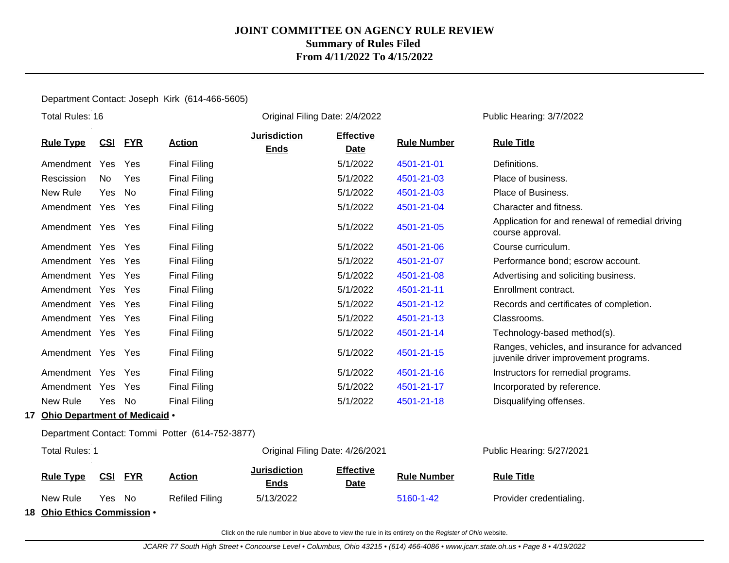# JOINT COMMITTEE ON AGENCY RULE REVIEW
## Summary of Rules Filed
## From 4/11/2022 To 4/15/2022

Department Contact: Joseph Kirk (614-466-5605)

Total Rules: 16 | Original Filing Date: 2/4/2022 | Public Hearing: 3/7/2022

| Rule Type | CSI | FYR | Action | Jurisdiction Ends | Effective Date | Rule Number | Rule Title |
|---|---|---|---|---|---|---|---|
| Amendment | Yes | Yes | Final Filing | | 5/1/2022 | 4501-21-01 | Definitions. |
| Rescission | No | Yes | Final Filing | | 5/1/2022 | 4501-21-03 | Place of business. |
| New Rule | Yes | No | Final Filing | | 5/1/2022 | 4501-21-03 | Place of Business. |
| Amendment | Yes | Yes | Final Filing | | 5/1/2022 | 4501-21-04 | Character and fitness. |
| Amendment | Yes | Yes | Final Filing | | 5/1/2022 | 4501-21-05 | Application for and renewal of remedial driving course approval. |
| Amendment | Yes | Yes | Final Filing | | 5/1/2022 | 4501-21-06 | Course curriculum. |
| Amendment | Yes | Yes | Final Filing | | 5/1/2022 | 4501-21-07 | Performance bond; escrow account. |
| Amendment | Yes | Yes | Final Filing | | 5/1/2022 | 4501-21-08 | Advertising and soliciting business. |
| Amendment | Yes | Yes | Final Filing | | 5/1/2022 | 4501-21-11 | Enrollment contract. |
| Amendment | Yes | Yes | Final Filing | | 5/1/2022 | 4501-21-12 | Records and certificates of completion. |
| Amendment | Yes | Yes | Final Filing | | 5/1/2022 | 4501-21-13 | Classrooms. |
| Amendment | Yes | Yes | Final Filing | | 5/1/2022 | 4501-21-14 | Technology-based method(s). |
| Amendment | Yes | Yes | Final Filing | | 5/1/2022 | 4501-21-15 | Ranges, vehicles, and insurance for advanced juvenile driver improvement programs. |
| Amendment | Yes | Yes | Final Filing | | 5/1/2022 | 4501-21-16 | Instructors for remedial programs. |
| Amendment | Yes | Yes | Final Filing | | 5/1/2022 | 4501-21-17 | Incorporated by reference. |
| New Rule | Yes | No | Final Filing | | 5/1/2022 | 4501-21-18 | Disqualifying offenses. |

**17 Ohio Department of Medicaid •**

Department Contact: Tommi Potter (614-752-3877)

Total Rules: 1 | Original Filing Date: 4/26/2021 | Public Hearing: 5/27/2021

| Rule Type | CSI | FYR | Action | Jurisdiction Ends | Effective Date | Rule Number | Rule Title |
|---|---|---|---|---|---|---|---|
| New Rule | Yes | No | Refiled Filing | 5/13/2022 | | 5160-1-42 | Provider credentialing. |

**18 Ohio Ethics Commission •**

Click on the rule number in blue above to view the rule in its entirety on the *Register of Ohio* website.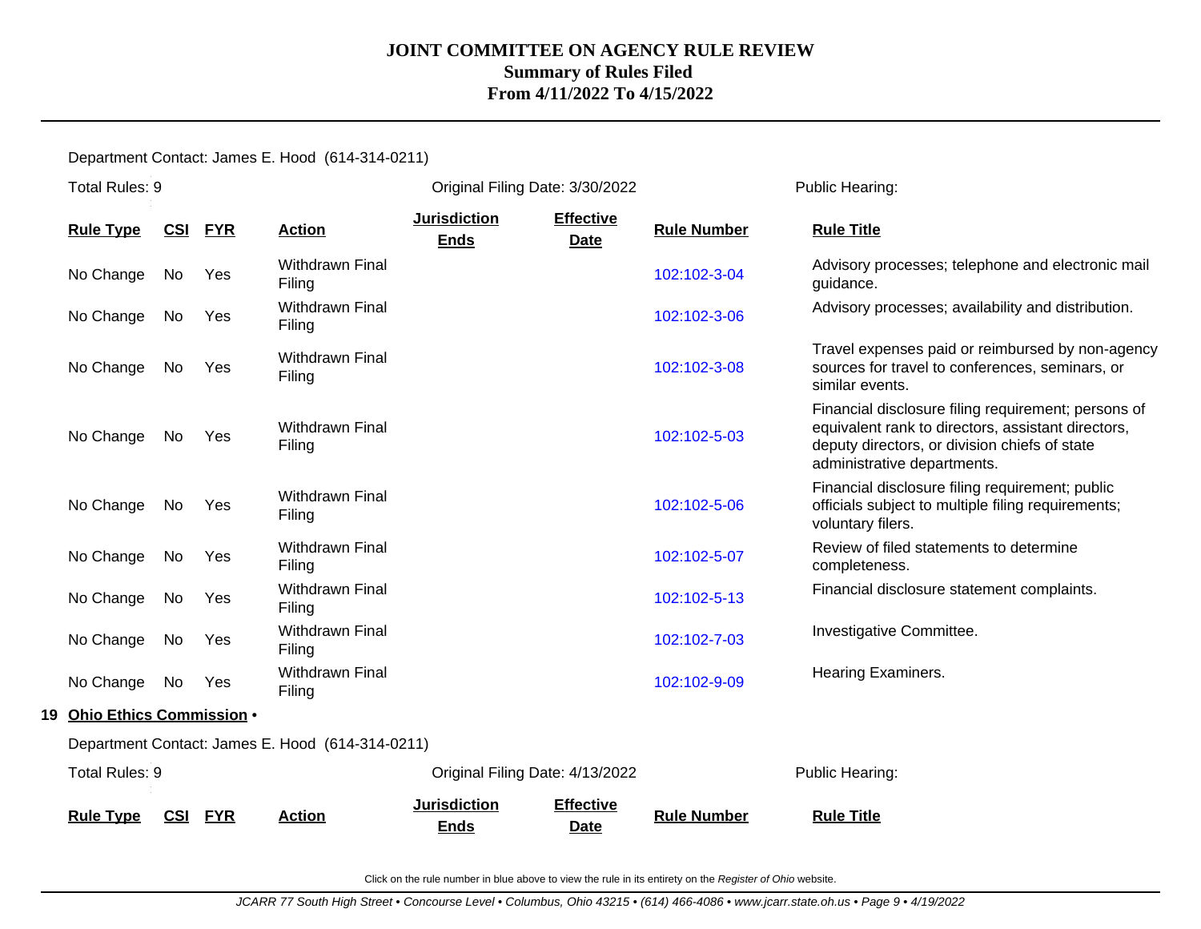Department Contact: James E. Hood (614-314-0211)

Total Rules: 9 | Original Filing Date: 3/30/2022 | Public Hearing:

| Rule Type | CSI | FYR | Action | Jurisdiction Ends | Effective Date | Rule Number | Rule Title |
|---|---|---|---|---|---|---|---|
| No Change | No | Yes | Withdrawn Final Filing | | | 102:102-3-04 | Advisory processes; telephone and electronic mail guidance. |
| No Change | No | Yes | Withdrawn Final Filing | | | 102:102-3-06 | Advisory processes; availability and distribution. |
| No Change | No | Yes | Withdrawn Final Filing | | | 102:102-3-08 | Travel expenses paid or reimbursed by non-agency sources for travel to conferences, seminars, or similar events. |
| No Change | No | Yes | Withdrawn Final Filing | | | 102:102-5-03 | Financial disclosure filing requirement; persons of equivalent rank to directors, assistant directors, deputy directors, or division chiefs of state administrative departments. |
| No Change | No | Yes | Withdrawn Final Filing | | | 102:102-5-06 | Financial disclosure filing requirement; public officials subject to multiple filing requirements; voluntary filers. |
| No Change | No | Yes | Withdrawn Final Filing | | | 102:102-5-07 | Review of filed statements to determine completeness. |
| No Change | No | Yes | Withdrawn Final Filing | | | 102:102-5-13 | Financial disclosure statement complaints. |
| No Change | No | Yes | Withdrawn Final Filing | | | 102:102-7-03 | Investigative Committee. |
| No Change | No | Yes | Withdrawn Final Filing | | | 102:102-9-09 | Hearing Examiners. |

## 19 Ohio Ethics Commission •

Department Contact: James E. Hood (614-314-0211)

Total Rules: 9 | Original Filing Date: 4/13/2022 | Public Hearing:

| Rule Type | CSI | FYR | Action | Jurisdiction Ends | Effective Date | Rule Number | Rule Title |
|---|---|---|---|---|---|---|---|

Click on the rule number in blue above to view the rule in its entirety on the *Register of Ohio* website.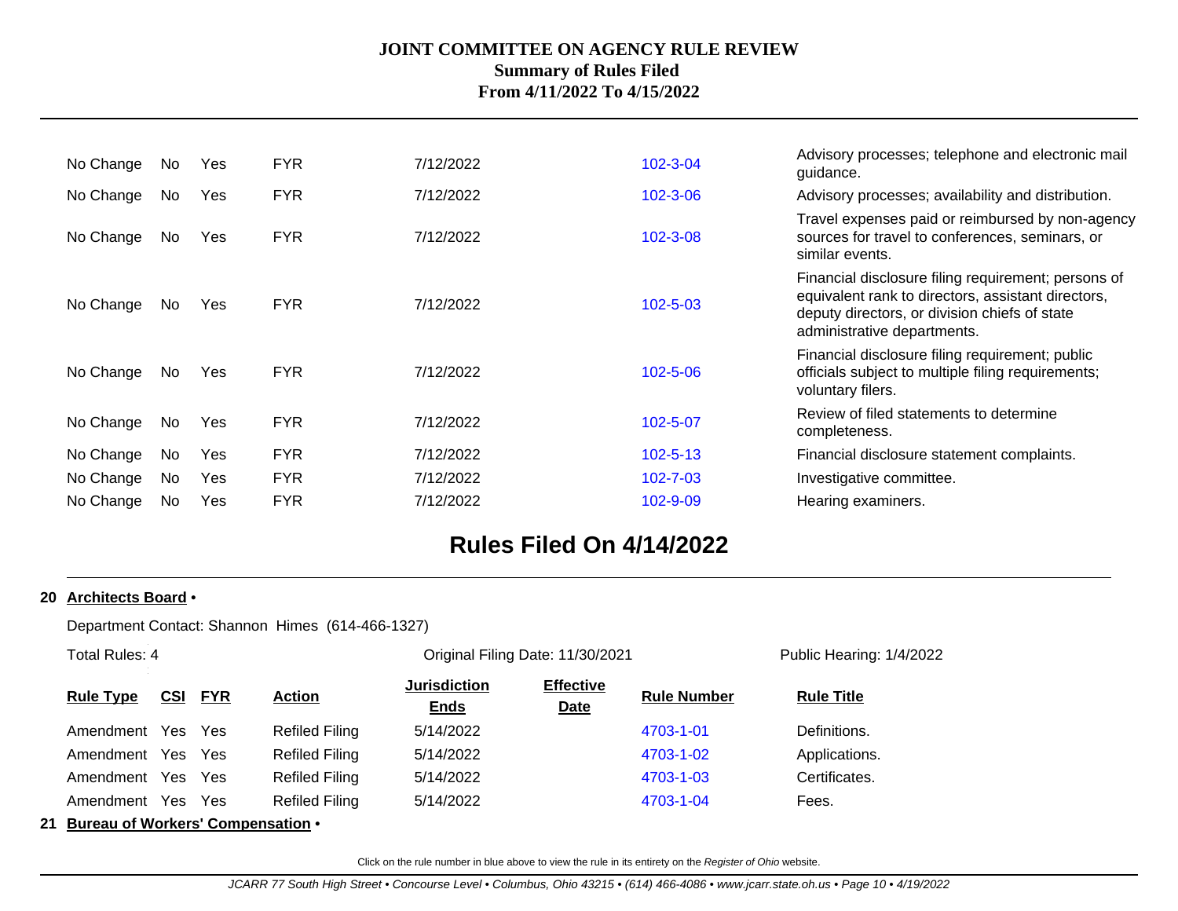| | | | | | | | |
|---|---|---|---|---|---|---|---|
| No Change | No | Yes | FYR | 7/12/2022 | | 102-3-04 | Advisory processes; telephone and electronic mail guidance. |
| No Change | No | Yes | FYR | 7/12/2022 | | 102-3-06 | Advisory processes; availability and distribution. |
| No Change | No | Yes | FYR | 7/12/2022 | | 102-3-08 | Travel expenses paid or reimbursed by non-agency sources for travel to conferences, seminars, or similar events. |
| No Change | No | Yes | FYR | 7/12/2022 | | 102-5-03 | Financial disclosure filing requirement; persons of equivalent rank to directors, assistant directors, deputy directors, or division chiefs of state administrative departments. |
| No Change | No | Yes | FYR | 7/12/2022 | | 102-5-06 | Financial disclosure filing requirement; public officials subject to multiple filing requirements; voluntary filers. |
| No Change | No | Yes | FYR | 7/12/2022 | | 102-5-07 | Review of filed statements to determine completeness. |
| No Change | No | Yes | FYR | 7/12/2022 | | 102-5-13 | Financial disclosure statement complaints. |
| No Change | No | Yes | FYR | 7/12/2022 | | 102-7-03 | Investigative committee. |
| No Change | No | Yes | FYR | 7/12/2022 | | 102-9-09 | Hearing examiners. |

# Rules Filed On 4/14/2022

**20 Architects Board •**

Department Contact: Shannon Himes (614-466-1327)

Total Rules: 4 | Original Filing Date: 11/30/2021 | Public Hearing: 1/4/2022

| Rule Type | CSI | FYR | Action | Jurisdiction Ends | Effective Date | Rule Number | Rule Title |
|---|---|---|---|---|---|---|---|
| Amendment | Yes | Yes | Refiled Filing | 5/14/2022 | | 4703-1-01 | Definitions. |
| Amendment | Yes | Yes | Refiled Filing | 5/14/2022 | | 4703-1-02 | Applications. |
| Amendment | Yes | Yes | Refiled Filing | 5/14/2022 | | 4703-1-03 | Certificates. |
| Amendment | Yes | Yes | Refiled Filing | 5/14/2022 | | 4703-1-04 | Fees. |

**21 Bureau of Workers' Compensation •**

Click on the rule number in blue above to view the rule in its entirety on the *Register of Ohio* website.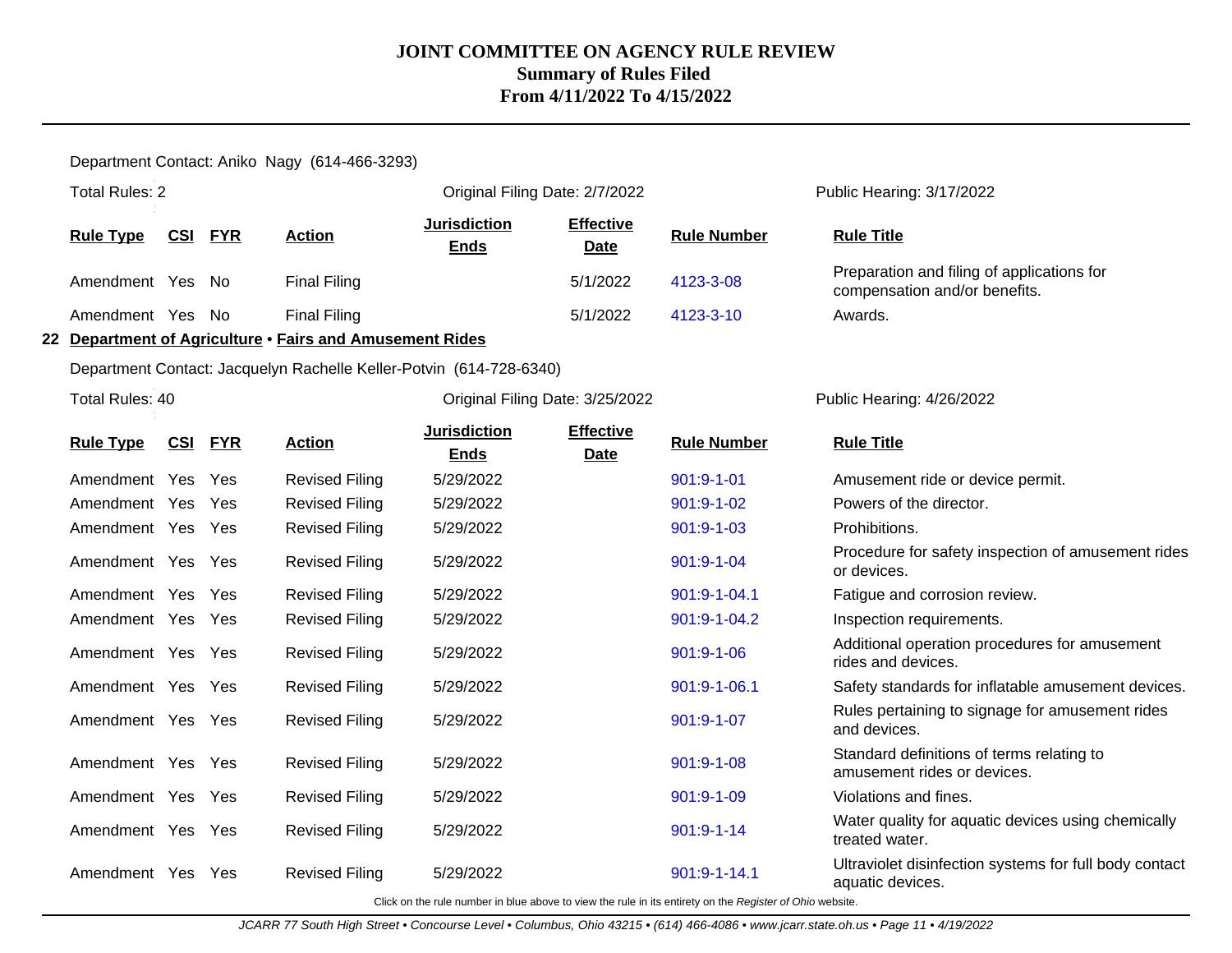# JOINT COMMITTEE ON AGENCY RULE REVIEW
## Summary of Rules Filed
## From 4/11/2022 To 4/15/2022

Department Contact: Aniko Nagy (614-466-3293)

Total Rules: 2 — Original Filing Date: 2/7/2022 — Public Hearing: 3/17/2022

| Rule Type | CSI | FYR | Action | Jurisdiction Ends | Effective Date | Rule Number | Rule Title |
|---|---|---|---|---|---|---|---|
| Amendment | Yes | No | Final Filing | | 5/1/2022 | 4123-3-08 | Preparation and filing of applications for compensation and/or benefits. |
| Amendment | Yes | No | Final Filing | | 5/1/2022 | 4123-3-10 | Awards. |

**22 Department of Agriculture • Fairs and Amusement Rides**

Department Contact: Jacquelyn Rachelle Keller-Potvin (614-728-6340)

Total Rules: 40 — Original Filing Date: 3/25/2022 — Public Hearing: 4/26/2022

| Rule Type | CSI | FYR | Action | Jurisdiction Ends | Effective Date | Rule Number | Rule Title |
|---|---|---|---|---|---|---|---|
| Amendment | Yes | Yes | Revised Filing | 5/29/2022 | | 901:9-1-01 | Amusement ride or device permit. |
| Amendment | Yes | Yes | Revised Filing | 5/29/2022 | | 901:9-1-02 | Powers of the director. |
| Amendment | Yes | Yes | Revised Filing | 5/29/2022 | | 901:9-1-03 | Prohibitions. |
| Amendment | Yes | Yes | Revised Filing | 5/29/2022 | | 901:9-1-04 | Procedure for safety inspection of amusement rides or devices. |
| Amendment | Yes | Yes | Revised Filing | 5/29/2022 | | 901:9-1-04.1 | Fatigue and corrosion review. |
| Amendment | Yes | Yes | Revised Filing | 5/29/2022 | | 901:9-1-04.2 | Inspection requirements. |
| Amendment | Yes | Yes | Revised Filing | 5/29/2022 | | 901:9-1-06 | Additional operation procedures for amusement rides and devices. |
| Amendment | Yes | Yes | Revised Filing | 5/29/2022 | | 901:9-1-06.1 | Safety standards for inflatable amusement devices. |
| Amendment | Yes | Yes | Revised Filing | 5/29/2022 | | 901:9-1-07 | Rules pertaining to signage for amusement rides and devices. |
| Amendment | Yes | Yes | Revised Filing | 5/29/2022 | | 901:9-1-08 | Standard definitions of terms relating to amusement rides or devices. |
| Amendment | Yes | Yes | Revised Filing | 5/29/2022 | | 901:9-1-09 | Violations and fines. |
| Amendment | Yes | Yes | Revised Filing | 5/29/2022 | | 901:9-1-14 | Water quality for aquatic devices using chemically treated water. |
| Amendment | Yes | Yes | Revised Filing | 5/29/2022 | | 901:9-1-14.1 | Ultraviolet disinfection systems for full body contact aquatic devices. |

Click on the rule number in blue above to view the rule in its entirety on the *Register of Ohio* website.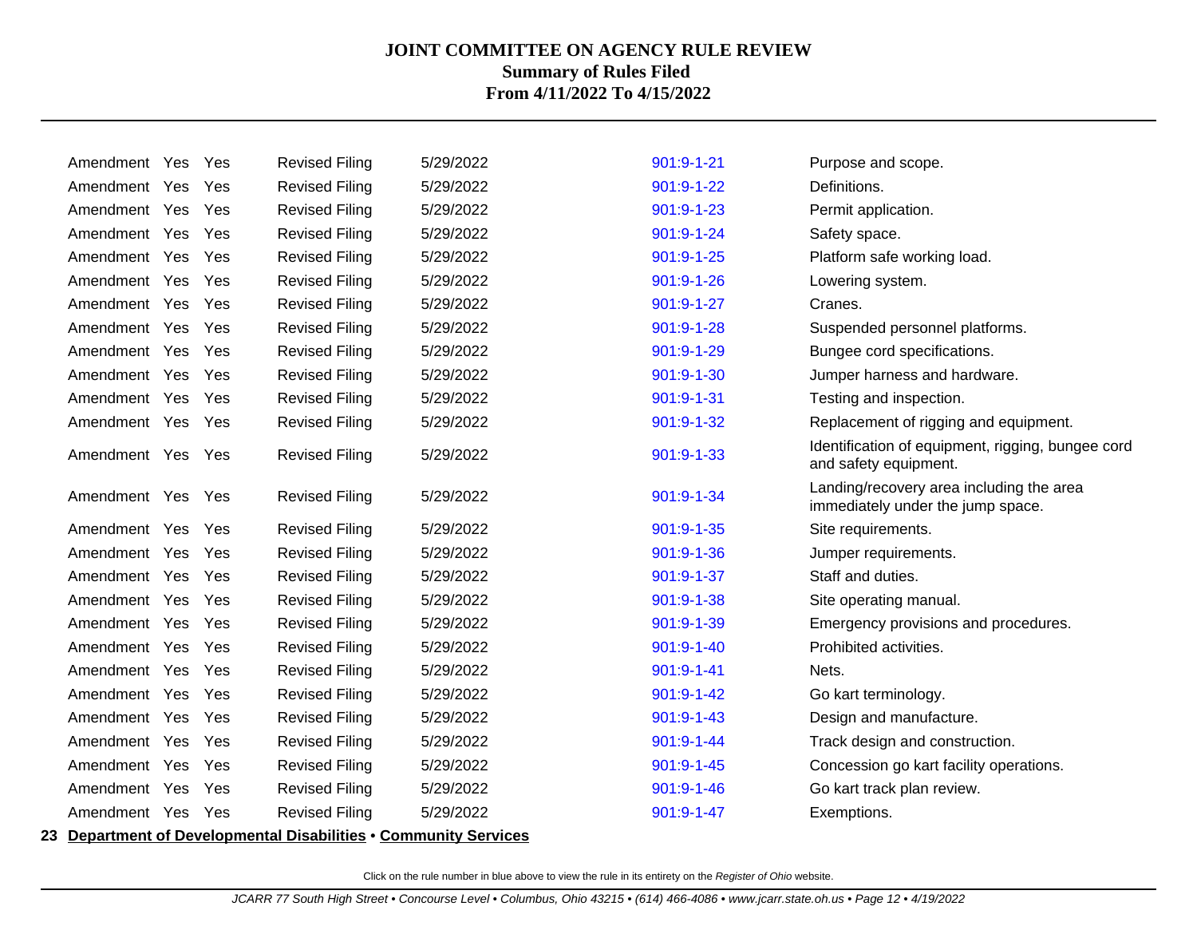| | | | | | | |
|---|---|---|---|---|---|---|
| Amendment | Yes | Yes | Revised Filing | 5/29/2022 | 901:9-1-21 | Purpose and scope. |
| Amendment | Yes | Yes | Revised Filing | 5/29/2022 | 901:9-1-22 | Definitions. |
| Amendment | Yes | Yes | Revised Filing | 5/29/2022 | 901:9-1-23 | Permit application. |
| Amendment | Yes | Yes | Revised Filing | 5/29/2022 | 901:9-1-24 | Safety space. |
| Amendment | Yes | Yes | Revised Filing | 5/29/2022 | 901:9-1-25 | Platform safe working load. |
| Amendment | Yes | Yes | Revised Filing | 5/29/2022 | 901:9-1-26 | Lowering system. |
| Amendment | Yes | Yes | Revised Filing | 5/29/2022 | 901:9-1-27 | Cranes. |
| Amendment | Yes | Yes | Revised Filing | 5/29/2022 | 901:9-1-28 | Suspended personnel platforms. |
| Amendment | Yes | Yes | Revised Filing | 5/29/2022 | 901:9-1-29 | Bungee cord specifications. |
| Amendment | Yes | Yes | Revised Filing | 5/29/2022 | 901:9-1-30 | Jumper harness and hardware. |
| Amendment | Yes | Yes | Revised Filing | 5/29/2022 | 901:9-1-31 | Testing and inspection. |
| Amendment | Yes | Yes | Revised Filing | 5/29/2022 | 901:9-1-32 | Replacement of rigging and equipment. |
| Amendment | Yes | Yes | Revised Filing | 5/29/2022 | 901:9-1-33 | Identification of equipment, rigging, bungee cord and safety equipment. |
| Amendment | Yes | Yes | Revised Filing | 5/29/2022 | 901:9-1-34 | Landing/recovery area including the area immediately under the jump space. |
| Amendment | Yes | Yes | Revised Filing | 5/29/2022 | 901:9-1-35 | Site requirements. |
| Amendment | Yes | Yes | Revised Filing | 5/29/2022 | 901:9-1-36 | Jumper requirements. |
| Amendment | Yes | Yes | Revised Filing | 5/29/2022 | 901:9-1-37 | Staff and duties. |
| Amendment | Yes | Yes | Revised Filing | 5/29/2022 | 901:9-1-38 | Site operating manual. |
| Amendment | Yes | Yes | Revised Filing | 5/29/2022 | 901:9-1-39 | Emergency provisions and procedures. |
| Amendment | Yes | Yes | Revised Filing | 5/29/2022 | 901:9-1-40 | Prohibited activities. |
| Amendment | Yes | Yes | Revised Filing | 5/29/2022 | 901:9-1-41 | Nets. |
| Amendment | Yes | Yes | Revised Filing | 5/29/2022 | 901:9-1-42 | Go kart terminology. |
| Amendment | Yes | Yes | Revised Filing | 5/29/2022 | 901:9-1-43 | Design and manufacture. |
| Amendment | Yes | Yes | Revised Filing | 5/29/2022 | 901:9-1-44 | Track design and construction. |
| Amendment | Yes | Yes | Revised Filing | 5/29/2022 | 901:9-1-45 | Concession go kart facility operations. |
| Amendment | Yes | Yes | Revised Filing | 5/29/2022 | 901:9-1-46 | Go kart track plan review. |
| Amendment | Yes | Yes | Revised Filing | 5/29/2022 | 901:9-1-47 | Exemptions. |

**23 Department of Developmental Disabilities • Community Services**

Click on the rule number in blue above to view the rule in its entirety on the *Register of Ohio* website.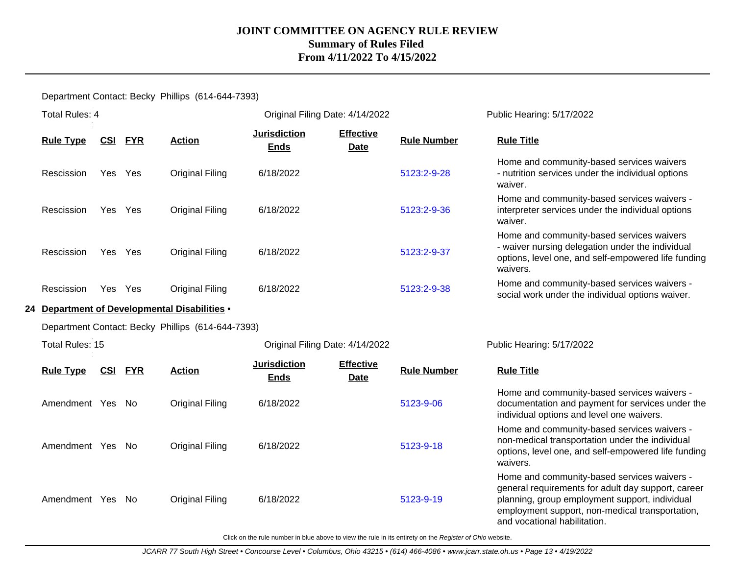# JOINT COMMITTEE ON AGENCY RULE REVIEW
## Summary of Rules Filed
## From 4/11/2022 To 4/15/2022

Department Contact: Becky Phillips (614-644-7393)

Total Rules: 4 | Original Filing Date: 4/14/2022 | Public Hearing: 5/17/2022

| Rule Type | CSI | FYR | Action | Jurisdiction Ends | Effective Date | Rule Number | Rule Title |
|---|---|---|---|---|---|---|---|
| Rescission | Yes | Yes | Original Filing | 6/18/2022 | | 5123:2-9-28 | Home and community-based services waivers - nutrition services under the individual options waiver. |
| Rescission | Yes | Yes | Original Filing | 6/18/2022 | | 5123:2-9-36 | Home and community-based services waivers - interpreter services under the individual options waiver. |
| Rescission | Yes | Yes | Original Filing | 6/18/2022 | | 5123:2-9-37 | Home and community-based services waivers - waiver nursing delegation under the individual options, level one, and self-empowered life funding waivers. |
| Rescission | Yes | Yes | Original Filing | 6/18/2022 | | 5123:2-9-38 | Home and community-based services waivers - social work under the individual options waiver. |

**24 Department of Developmental Disabilities •**

Department Contact: Becky Phillips (614-644-7393)

Total Rules: 15 | Original Filing Date: 4/14/2022 | Public Hearing: 5/17/2022

| Rule Type | CSI | FYR | Action | Jurisdiction Ends | Effective Date | Rule Number | Rule Title |
|---|---|---|---|---|---|---|---|
| Amendment | Yes | No | Original Filing | 6/18/2022 | | 5123-9-06 | Home and community-based services waivers - documentation and payment for services under the individual options and level one waivers. |
| Amendment | Yes | No | Original Filing | 6/18/2022 | | 5123-9-18 | Home and community-based services waivers - non-medical transportation under the individual options, level one, and self-empowered life funding waivers. |
| Amendment | Yes | No | Original Filing | 6/18/2022 | | 5123-9-19 | Home and community-based services waivers - general requirements for adult day support, career planning, group employment support, individual employment support, non-medical transportation, and vocational habilitation. |

Click on the rule number in blue above to view the rule in its entirety on the *Register of Ohio* website.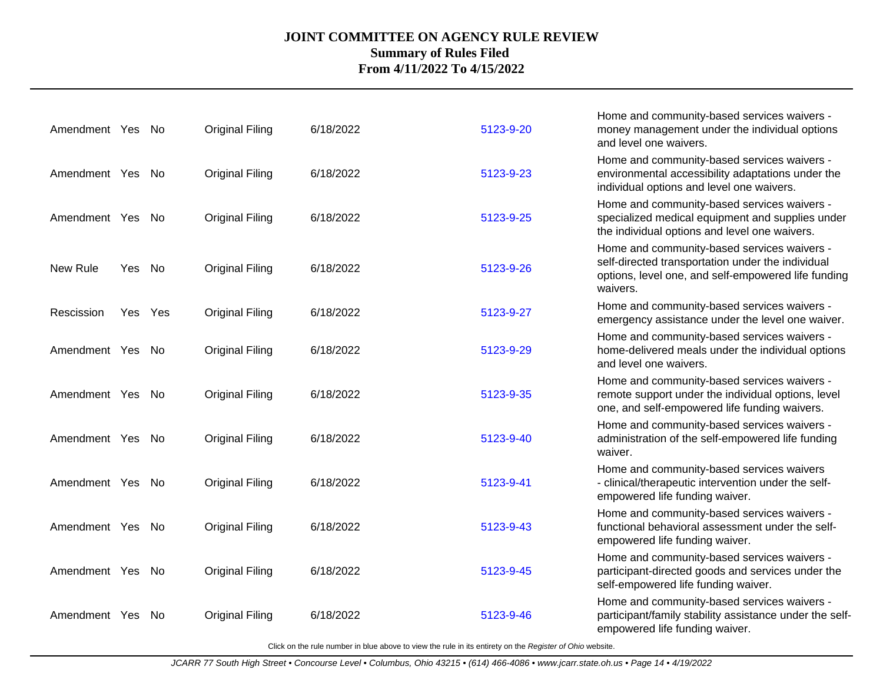# JOINT COMMITTEE ON AGENCY RULE REVIEW

**Summary of Rules Filed**

**From 4/11/2022 To 4/15/2022**

| | | | | | | |
|---|---|---|---|---|---|---|
| Amendment | Yes | No | Original Filing | 6/18/2022 | 5123-9-20 | Home and community-based services waivers - money management under the individual options and level one waivers. |
| Amendment | Yes | No | Original Filing | 6/18/2022 | 5123-9-23 | Home and community-based services waivers - environmental accessibility adaptations under the individual options and level one waivers. |
| Amendment | Yes | No | Original Filing | 6/18/2022 | 5123-9-25 | Home and community-based services waivers - specialized medical equipment and supplies under the individual options and level one waivers. |
| New Rule | Yes | No | Original Filing | 6/18/2022 | 5123-9-26 | Home and community-based services waivers - self-directed transportation under the individual options, level one, and self-empowered life funding waivers. |
| Rescission | Yes | Yes | Original Filing | 6/18/2022 | 5123-9-27 | Home and community-based services waivers - emergency assistance under the level one waiver. |
| Amendment | Yes | No | Original Filing | 6/18/2022 | 5123-9-29 | Home and community-based services waivers - home-delivered meals under the individual options and level one waivers. |
| Amendment | Yes | No | Original Filing | 6/18/2022 | 5123-9-35 | Home and community-based services waivers - remote support under the individual options, level one, and self-empowered life funding waivers. |
| Amendment | Yes | No | Original Filing | 6/18/2022 | 5123-9-40 | Home and community-based services waivers - administration of the self-empowered life funding waiver. |
| Amendment | Yes | No | Original Filing | 6/18/2022 | 5123-9-41 | Home and community-based services waivers - clinical/therapeutic intervention under the self-empowered life funding waiver. |
| Amendment | Yes | No | Original Filing | 6/18/2022 | 5123-9-43 | Home and community-based services waivers - functional behavioral assessment under the self-empowered life funding waiver. |
| Amendment | Yes | No | Original Filing | 6/18/2022 | 5123-9-45 | Home and community-based services waivers - participant-directed goods and services under the self-empowered life funding waiver. |
| Amendment | Yes | No | Original Filing | 6/18/2022 | 5123-9-46 | Home and community-based services waivers - participant/family stability assistance under the self-empowered life funding waiver. |

Click on the rule number in blue above to view the rule in its entirety on the *Register of Ohio* website.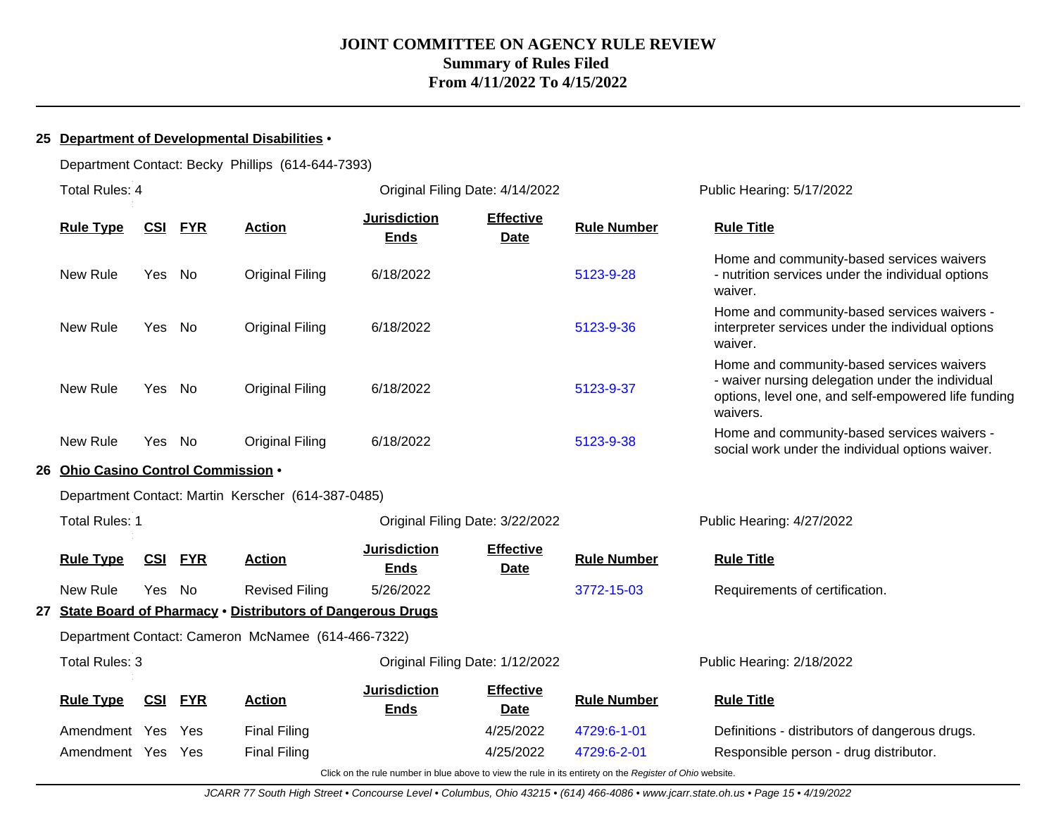# JOINT COMMITTEE ON AGENCY RULE REVIEW
## Summary of Rules Filed
## From 4/11/2022 To 4/15/2022

**25 Department of Developmental Disabilities •**

Department Contact: Becky Phillips (614-644-7393)

Total Rules: 4 | Original Filing Date: 4/14/2022 | Public Hearing: 5/17/2022

| Rule Type | CSI | FYR | Action | Jurisdiction Ends | Effective Date | Rule Number | Rule Title |
|---|---|---|---|---|---|---|---|
| New Rule | Yes | No | Original Filing | 6/18/2022 | | 5123-9-28 | Home and community-based services waivers - nutrition services under the individual options waiver. |
| New Rule | Yes | No | Original Filing | 6/18/2022 | | 5123-9-36 | Home and community-based services waivers - interpreter services under the individual options waiver. |
| New Rule | Yes | No | Original Filing | 6/18/2022 | | 5123-9-37 | Home and community-based services waivers - waiver nursing delegation under the individual options, level one, and self-empowered life funding waivers. |
| New Rule | Yes | No | Original Filing | 6/18/2022 | | 5123-9-38 | Home and community-based services waivers - social work under the individual options waiver. |

**26 Ohio Casino Control Commission •**

Department Contact: Martin Kerscher (614-387-0485)

Total Rules: 1 | Original Filing Date: 3/22/2022 | Public Hearing: 4/27/2022

| Rule Type | CSI | FYR | Action | Jurisdiction Ends | Effective Date | Rule Number | Rule Title |
|---|---|---|---|---|---|---|---|
| New Rule | Yes | No | Revised Filing | 5/26/2022 | | 3772-15-03 | Requirements of certification. |

**27 State Board of Pharmacy • Distributors of Dangerous Drugs**

Department Contact: Cameron McNamee (614-466-7322)

Total Rules: 3 | Original Filing Date: 1/12/2022 | Public Hearing: 2/18/2022

| Rule Type | CSI | FYR | Action | Jurisdiction Ends | Effective Date | Rule Number | Rule Title |
|---|---|---|---|---|---|---|---|
| Amendment | Yes | Yes | Final Filing | | 4/25/2022 | 4729:6-1-01 | Definitions - distributors of dangerous drugs. |
| Amendment | Yes | Yes | Final Filing | | 4/25/2022 | 4729:6-2-01 | Responsible person - drug distributor. |

Click on the rule number in blue above to view the rule in its entirety on the *Register of Ohio* website.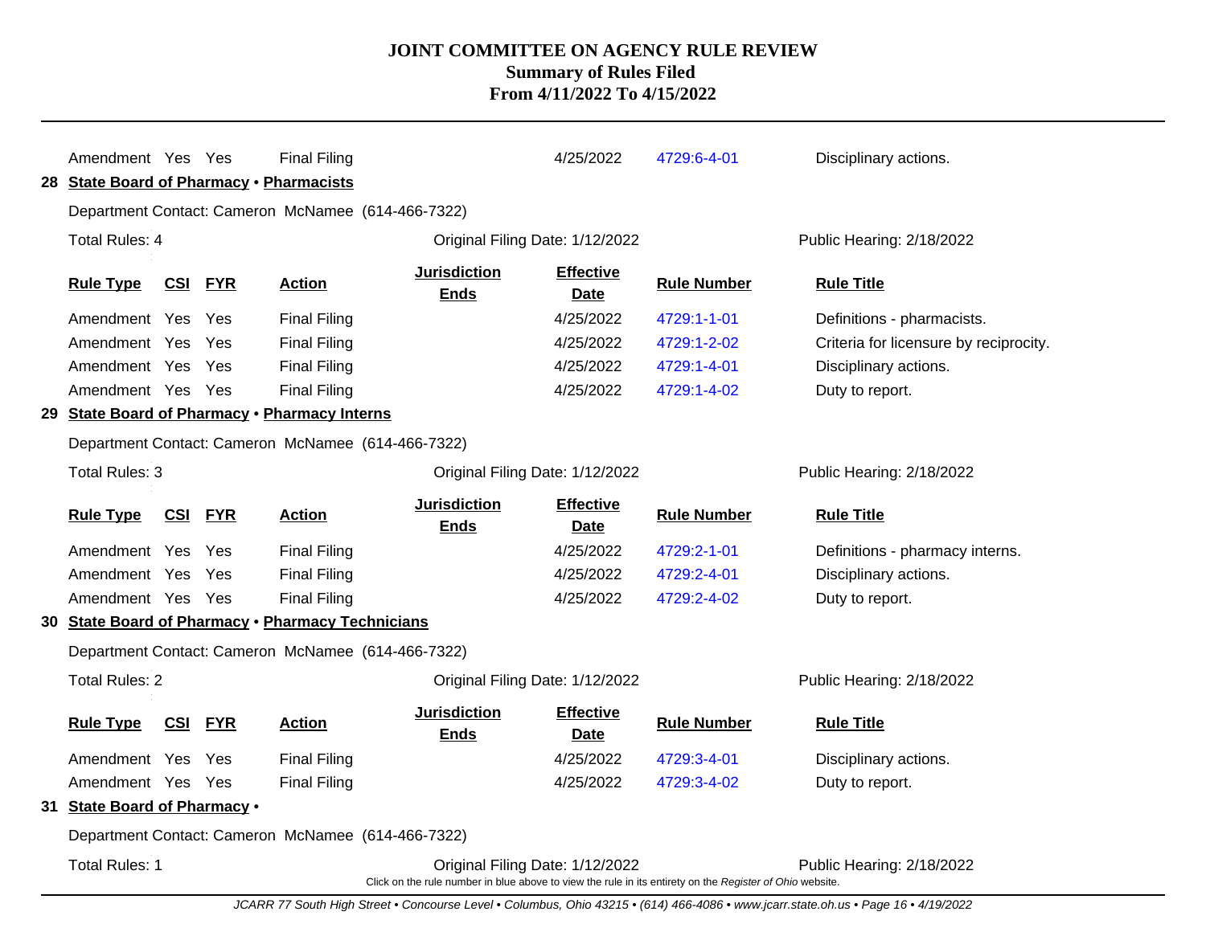| Rule Type | CSI | FYR | Action | Jurisdiction Ends | Effective Date | Rule Number | Rule Title |
|---|---|---|---|---|---|---|---|
| Amendment | Yes | Yes | Final Filing | | 4/25/2022 | 4729:6-4-01 | Disciplinary actions. |

**28 State Board of Pharmacy • Pharmacists**

Department Contact: Cameron McNamee (614-466-7322)

Total Rules: 4 | Original Filing Date: 1/12/2022 | Public Hearing: 2/18/2022

| Rule Type | CSI | FYR | Action | Jurisdiction Ends | Effective Date | Rule Number | Rule Title |
|---|---|---|---|---|---|---|---|
| Amendment | Yes | Yes | Final Filing | | 4/25/2022 | 4729:1-1-01 | Definitions - pharmacists. |
| Amendment | Yes | Yes | Final Filing | | 4/25/2022 | 4729:1-2-02 | Criteria for licensure by reciprocity. |
| Amendment | Yes | Yes | Final Filing | | 4/25/2022 | 4729:1-4-01 | Disciplinary actions. |
| Amendment | Yes | Yes | Final Filing | | 4/25/2022 | 4729:1-4-02 | Duty to report. |

**29 State Board of Pharmacy • Pharmacy Interns**

Department Contact: Cameron McNamee (614-466-7322)

Total Rules: 3 | Original Filing Date: 1/12/2022 | Public Hearing: 2/18/2022

| Rule Type | CSI | FYR | Action | Jurisdiction Ends | Effective Date | Rule Number | Rule Title |
|---|---|---|---|---|---|---|---|
| Amendment | Yes | Yes | Final Filing | | 4/25/2022 | 4729:2-1-01 | Definitions - pharmacy interns. |
| Amendment | Yes | Yes | Final Filing | | 4/25/2022 | 4729:2-4-01 | Disciplinary actions. |
| Amendment | Yes | Yes | Final Filing | | 4/25/2022 | 4729:2-4-02 | Duty to report. |

**30 State Board of Pharmacy • Pharmacy Technicians**

Department Contact: Cameron McNamee (614-466-7322)

Total Rules: 2 | Original Filing Date: 1/12/2022 | Public Hearing: 2/18/2022

| Rule Type | CSI | FYR | Action | Jurisdiction Ends | Effective Date | Rule Number | Rule Title |
|---|---|---|---|---|---|---|---|
| Amendment | Yes | Yes | Final Filing | | 4/25/2022 | 4729:3-4-01 | Disciplinary actions. |
| Amendment | Yes | Yes | Final Filing | | 4/25/2022 | 4729:3-4-02 | Duty to report. |

**31 State Board of Pharmacy •**

Department Contact: Cameron McNamee (614-466-7322)

Total Rules: 1 | Original Filing Date: 1/12/2022 | Public Hearing: 2/18/2022

Click on the rule number in blue above to view the rule in its entirety on the *Register of Ohio* website.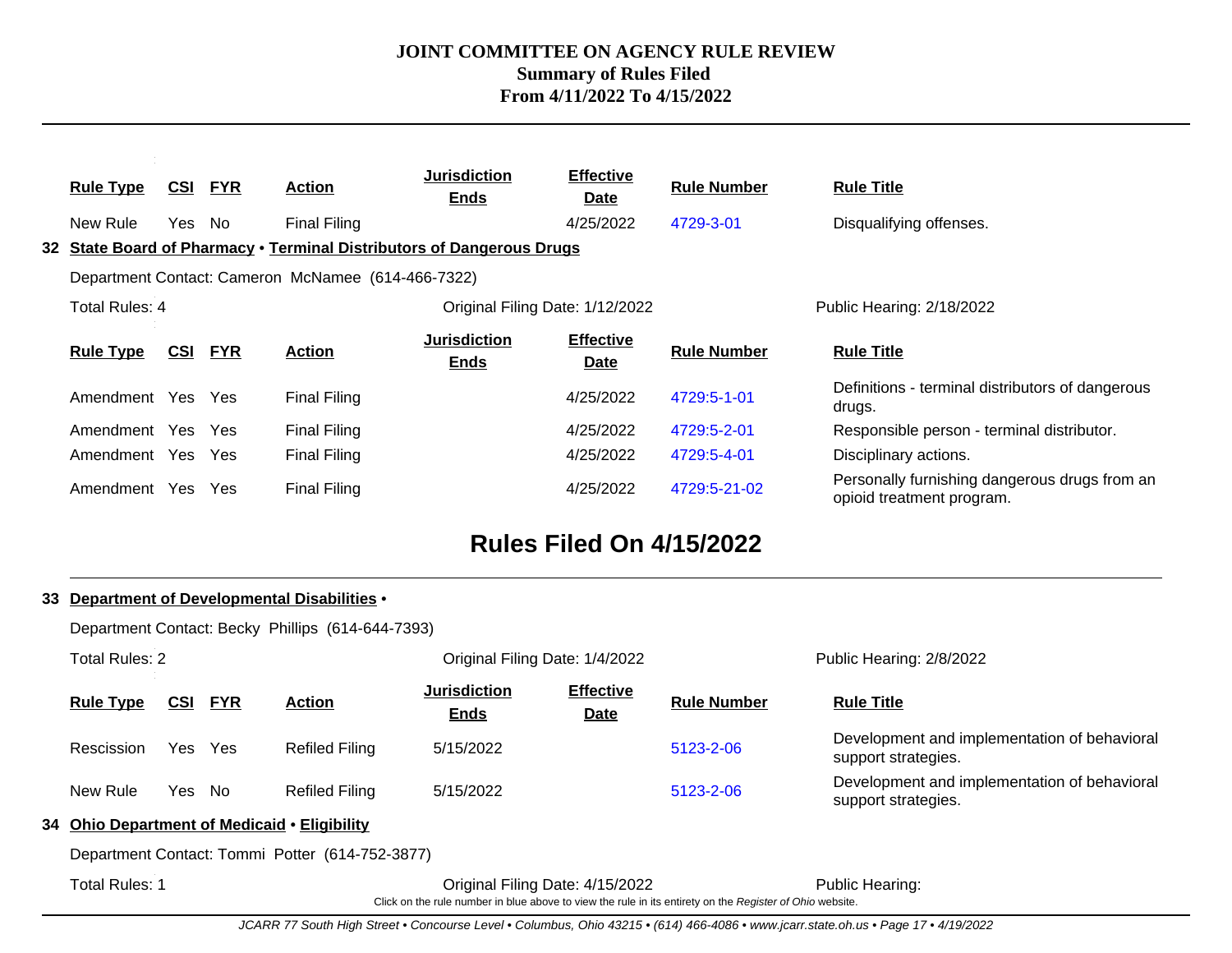# JOINT COMMITTEE ON AGENCY RULE REVIEW
## Summary of Rules Filed
### From 4/11/2022 To 4/15/2022

| Rule Type | CSI | FYR | Action | Jurisdiction Ends | Effective Date | Rule Number | Rule Title |
|---|---|---|---|---|---|---|---|
| New Rule | Yes | No | Final Filing | | 4/25/2022 | 4729-3-01 | Disqualifying offenses. |

**32 State Board of Pharmacy • Terminal Distributors of Dangerous Drugs**

Department Contact: Cameron McNamee (614-466-7322)

Total Rules: 4 | Original Filing Date: 1/12/2022 | Public Hearing: 2/18/2022

| Rule Type | CSI | FYR | Action | Jurisdiction Ends | Effective Date | Rule Number | Rule Title |
|---|---|---|---|---|---|---|---|
| Amendment | Yes | Yes | Final Filing | | 4/25/2022 | 4729:5-1-01 | Definitions - terminal distributors of dangerous drugs. |
| Amendment | Yes | Yes | Final Filing | | 4/25/2022 | 4729:5-2-01 | Responsible person - terminal distributor. |
| Amendment | Yes | Yes | Final Filing | | 4/25/2022 | 4729:5-4-01 | Disciplinary actions. |
| Amendment | Yes | Yes | Final Filing | | 4/25/2022 | 4729:5-21-02 | Personally furnishing dangerous drugs from an opioid treatment program. |

## Rules Filed On 4/15/2022

**33 Department of Developmental Disabilities •**

Department Contact: Becky Phillips (614-644-7393)

Total Rules: 2 | Original Filing Date: 1/4/2022 | Public Hearing: 2/8/2022

| Rule Type | CSI | FYR | Action | Jurisdiction Ends | Effective Date | Rule Number | Rule Title |
|---|---|---|---|---|---|---|---|
| Rescission | Yes | Yes | Refiled Filing | 5/15/2022 | | 5123-2-06 | Development and implementation of behavioral support strategies. |
| New Rule | Yes | No | Refiled Filing | 5/15/2022 | | 5123-2-06 | Development and implementation of behavioral support strategies. |

**34 Ohio Department of Medicaid • Eligibility**

Department Contact: Tommi Potter (614-752-3877)

Total Rules: 1 | Original Filing Date: 4/15/2022 | Public Hearing:

Click on the rule number in blue above to view the rule in its entirety on the *Register of Ohio* website.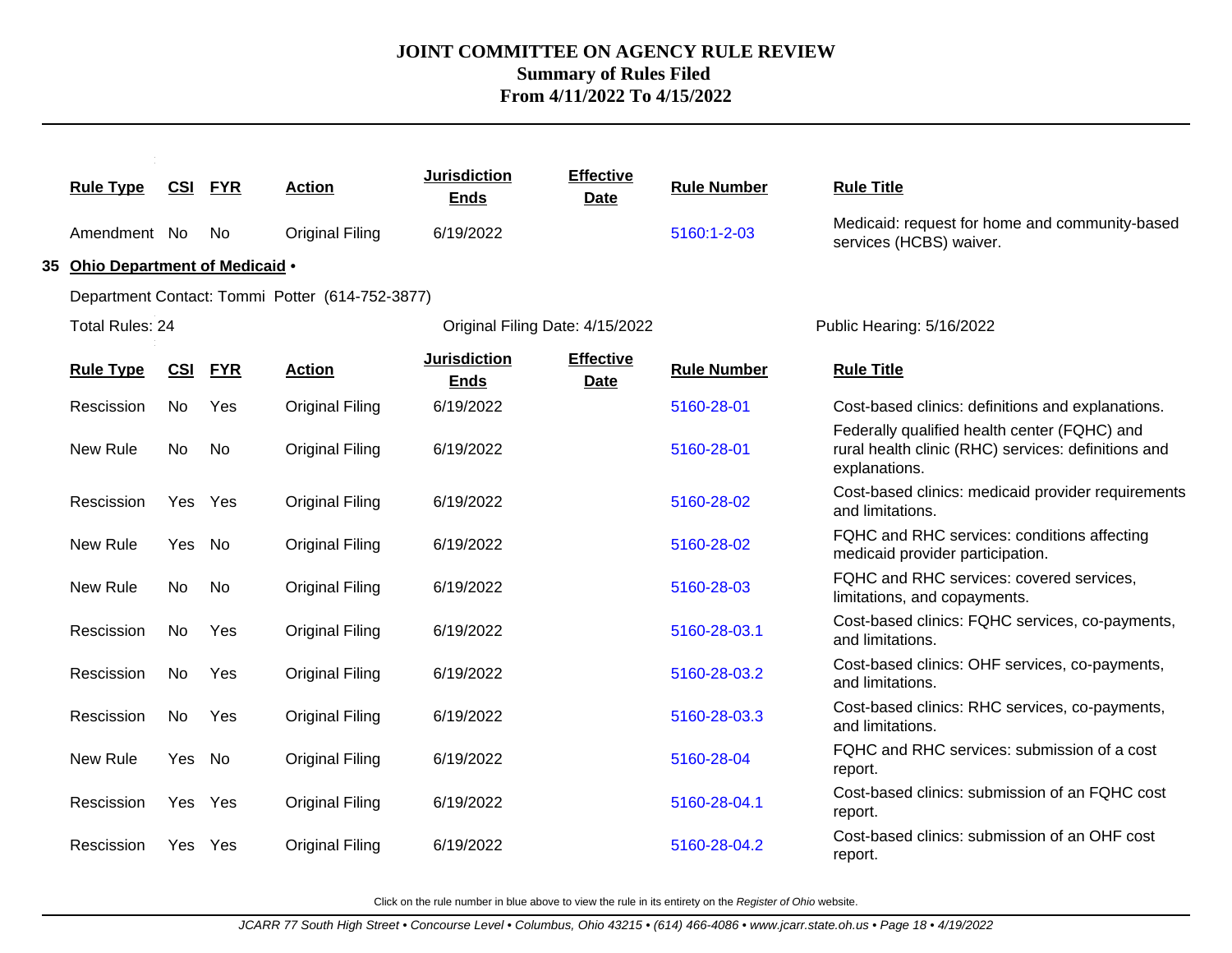# JOINT COMMITTEE ON AGENCY RULE REVIEW

## Summary of Rules Filed

## From 4/11/2022 To 4/15/2022

| Rule Type | CSI | FYR | Action | Jurisdiction Ends | Effective Date | Rule Number | Rule Title |
|---|---|---|---|---|---|---|---|
| Amendment | No | No | Original Filing | 6/19/2022 | | 5160:1-2-03 | Medicaid: request for home and community-based services (HCBS) waiver. |

**35 Ohio Department of Medicaid •**

Department Contact: Tommi Potter (614-752-3877)

Total Rules: 24 | Original Filing Date: 4/15/2022 | Public Hearing: 5/16/2022

| Rule Type | CSI | FYR | Action | Jurisdiction Ends | Effective Date | Rule Number | Rule Title |
|---|---|---|---|---|---|---|---|
| Rescission | No | Yes | Original Filing | 6/19/2022 | | 5160-28-01 | Cost-based clinics: definitions and explanations. |
| New Rule | No | No | Original Filing | 6/19/2022 | | 5160-28-01 | Federally qualified health center (FQHC) and rural health clinic (RHC) services: definitions and explanations. |
| Rescission | Yes | Yes | Original Filing | 6/19/2022 | | 5160-28-02 | Cost-based clinics: medicaid provider requirements and limitations. |
| New Rule | Yes | No | Original Filing | 6/19/2022 | | 5160-28-02 | FQHC and RHC services: conditions affecting medicaid provider participation. |
| New Rule | No | No | Original Filing | 6/19/2022 | | 5160-28-03 | FQHC and RHC services: covered services, limitations, and copayments. |
| Rescission | No | Yes | Original Filing | 6/19/2022 | | 5160-28-03.1 | Cost-based clinics: FQHC services, co-payments, and limitations. |
| Rescission | No | Yes | Original Filing | 6/19/2022 | | 5160-28-03.2 | Cost-based clinics: OHF services, co-payments, and limitations. |
| Rescission | No | Yes | Original Filing | 6/19/2022 | | 5160-28-03.3 | Cost-based clinics: RHC services, co-payments, and limitations. |
| New Rule | Yes | No | Original Filing | 6/19/2022 | | 5160-28-04 | FQHC and RHC services: submission of a cost report. |
| Rescission | Yes | Yes | Original Filing | 6/19/2022 | | 5160-28-04.1 | Cost-based clinics: submission of an FQHC cost report. |
| Rescission | Yes | Yes | Original Filing | 6/19/2022 | | 5160-28-04.2 | Cost-based clinics: submission of an OHF cost report. |

Click on the rule number in blue above to view the rule in its entirety on the *Register of Ohio* website.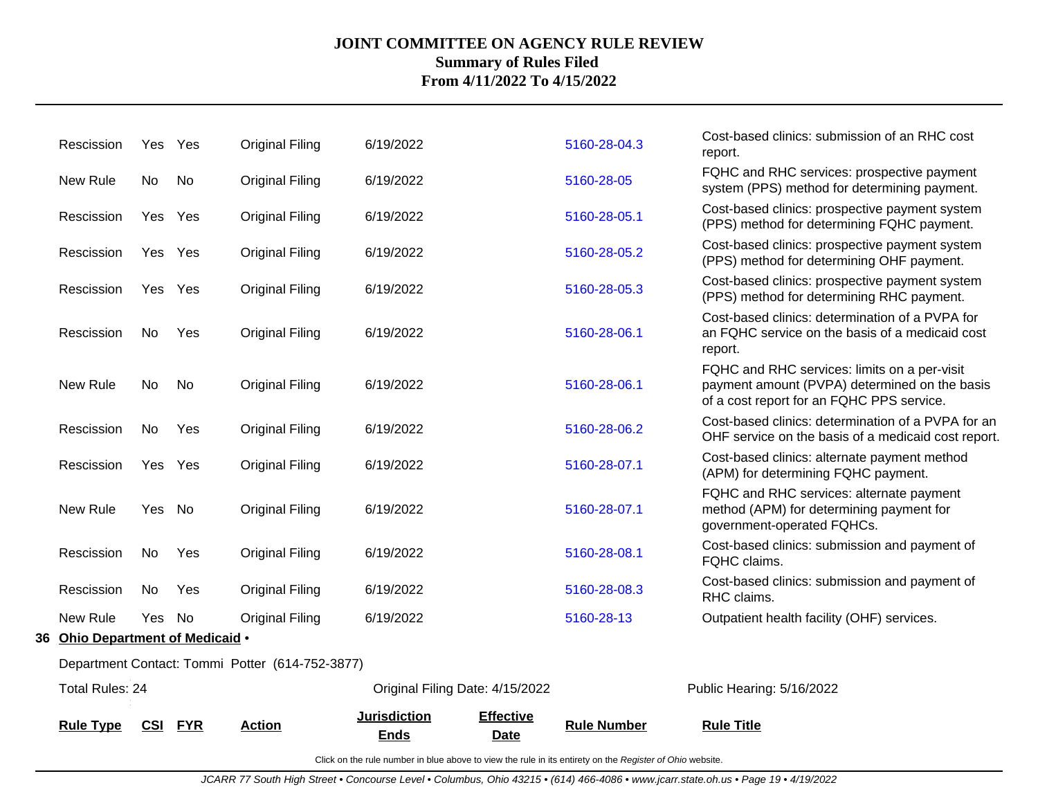# JOINT COMMITTEE ON AGENCY RULE REVIEW
**Summary of Rules Filed**
**From 4/11/2022 To 4/15/2022**

| Rule Type | CSI | FYR | Action | Jurisdiction Ends | Effective Date | Rule Number | Rule Title |
|---|---|---|---|---|---|---|---|
| Rescission | Yes | Yes | Original Filing | 6/19/2022 | | 5160-28-04.3 | Cost-based clinics: submission of an RHC cost report. |
| New Rule | No | No | Original Filing | 6/19/2022 | | 5160-28-05 | FQHC and RHC services: prospective payment system (PPS) method for determining payment. |
| Rescission | Yes | Yes | Original Filing | 6/19/2022 | | 5160-28-05.1 | Cost-based clinics: prospective payment system (PPS) method for determining FQHC payment. |
| Rescission | Yes | Yes | Original Filing | 6/19/2022 | | 5160-28-05.2 | Cost-based clinics: prospective payment system (PPS) method for determining OHF payment. |
| Rescission | Yes | Yes | Original Filing | 6/19/2022 | | 5160-28-05.3 | Cost-based clinics: prospective payment system (PPS) method for determining RHC payment. |
| Rescission | No | Yes | Original Filing | 6/19/2022 | | 5160-28-06.1 | Cost-based clinics: determination of a PVPA for an FQHC service on the basis of a medicaid cost report. |
| New Rule | No | No | Original Filing | 6/19/2022 | | 5160-28-06.1 | FQHC and RHC services: limits on a per-visit payment amount (PVPA) determined on the basis of a cost report for an FQHC PPS service. |
| Rescission | No | Yes | Original Filing | 6/19/2022 | | 5160-28-06.2 | Cost-based clinics: determination of a PVPA for an OHF service on the basis of a medicaid cost report. |
| Rescission | Yes | Yes | Original Filing | 6/19/2022 | | 5160-28-07.1 | Cost-based clinics: alternate payment method (APM) for determining FQHC payment. |
| New Rule | Yes | No | Original Filing | 6/19/2022 | | 5160-28-07.1 | FQHC and RHC services: alternate payment method (APM) for determining payment for government-operated FQHCs. |
| Rescission | No | Yes | Original Filing | 6/19/2022 | | 5160-28-08.1 | Cost-based clinics: submission and payment of FQHC claims. |
| Rescission | No | Yes | Original Filing | 6/19/2022 | | 5160-28-08.3 | Cost-based clinics: submission and payment of RHC claims. |
| New Rule | Yes | No | Original Filing | 6/19/2022 | | 5160-28-13 | Outpatient health facility (OHF) services. |

**36 Ohio Department of Medicaid** •

Department Contact: Tommi Potter (614-752-3877)

Total Rules: 24 | Original Filing Date: 4/15/2022 | Public Hearing: 5/16/2022

| Rule Type | CSI | FYR | Action | Jurisdiction Ends | Effective Date | Rule Number | Rule Title |
|---|---|---|---|---|---|---|---|

Click on the rule number in blue above to view the rule in its entirety on the *Register of Ohio* website.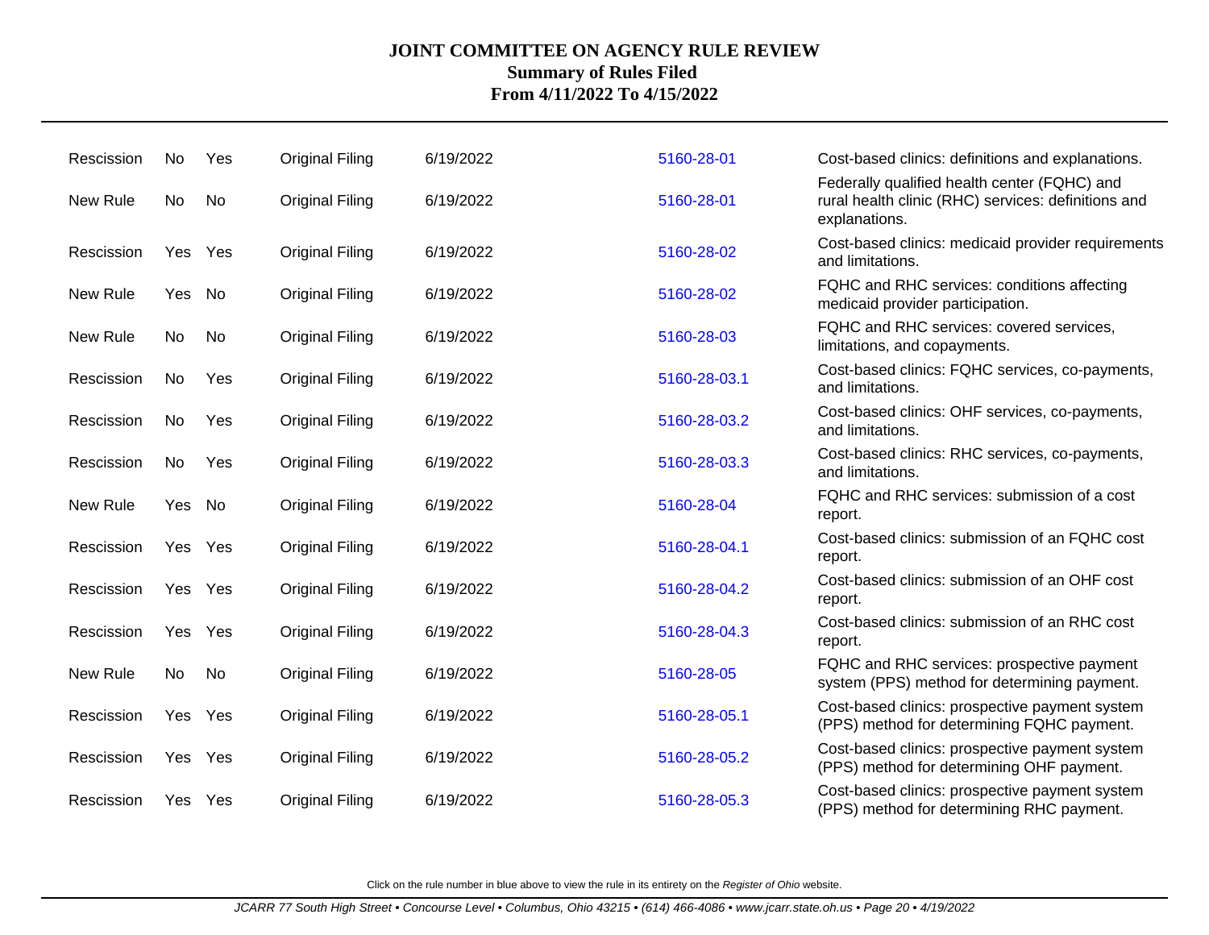# JOINT COMMITTEE ON AGENCY RULE REVIEW

## Summary of Rules Filed

## From 4/11/2022 To 4/15/2022

| | | | | | | |
|---|---|---|---|---|---|---|
| Rescission | No | Yes | Original Filing | 6/19/2022 | 5160-28-01 | Cost-based clinics: definitions and explanations. |
| New Rule | No | No | Original Filing | 6/19/2022 | 5160-28-01 | Federally qualified health center (FQHC) and rural health clinic (RHC) services: definitions and explanations. |
| Rescission | Yes | Yes | Original Filing | 6/19/2022 | 5160-28-02 | Cost-based clinics: medicaid provider requirements and limitations. |
| New Rule | Yes | No | Original Filing | 6/19/2022 | 5160-28-02 | FQHC and RHC services: conditions affecting medicaid provider participation. |
| New Rule | No | No | Original Filing | 6/19/2022 | 5160-28-03 | FQHC and RHC services: covered services, limitations, and copayments. |
| Rescission | No | Yes | Original Filing | 6/19/2022 | 5160-28-03.1 | Cost-based clinics: FQHC services, co-payments, and limitations. |
| Rescission | No | Yes | Original Filing | 6/19/2022 | 5160-28-03.2 | Cost-based clinics: OHF services, co-payments, and limitations. |
| Rescission | No | Yes | Original Filing | 6/19/2022 | 5160-28-03.3 | Cost-based clinics: RHC services, co-payments, and limitations. |
| New Rule | Yes | No | Original Filing | 6/19/2022 | 5160-28-04 | FQHC and RHC services: submission of a cost report. |
| Rescission | Yes | Yes | Original Filing | 6/19/2022 | 5160-28-04.1 | Cost-based clinics: submission of an FQHC cost report. |
| Rescission | Yes | Yes | Original Filing | 6/19/2022 | 5160-28-04.2 | Cost-based clinics: submission of an OHF cost report. |
| Rescission | Yes | Yes | Original Filing | 6/19/2022 | 5160-28-04.3 | Cost-based clinics: submission of an RHC cost report. |
| New Rule | No | No | Original Filing | 6/19/2022 | 5160-28-05 | FQHC and RHC services: prospective payment system (PPS) method for determining payment. |
| Rescission | Yes | Yes | Original Filing | 6/19/2022 | 5160-28-05.1 | Cost-based clinics: prospective payment system (PPS) method for determining FQHC payment. |
| Rescission | Yes | Yes | Original Filing | 6/19/2022 | 5160-28-05.2 | Cost-based clinics: prospective payment system (PPS) method for determining OHF payment. |
| Rescission | Yes | Yes | Original Filing | 6/19/2022 | 5160-28-05.3 | Cost-based clinics: prospective payment system (PPS) method for determining RHC payment. |

Click on the rule number in blue above to view the rule in its entirety on the *Register of Ohio* website.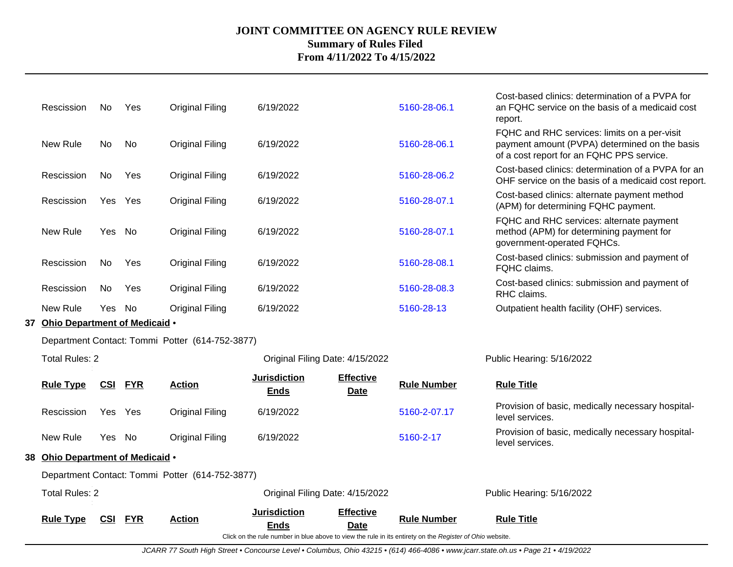# JOINT COMMITTEE ON AGENCY RULE REVIEW
## Summary of Rules Filed
### From 4/11/2022 To 4/15/2022

| Rule Type | CSI | FYR | Action | Jurisdiction Ends | Effective Date | Rule Number | Rule Title |
|---|---|---|---|---|---|---|---|
| Rescission | No | Yes | Original Filing | 6/19/2022 | | 5160-28-06.1 | Cost-based clinics: determination of a PVPA for an FQHC service on the basis of a medicaid cost report. |
| New Rule | No | No | Original Filing | 6/19/2022 | | 5160-28-06.1 | FQHC and RHC services: limits on a per-visit payment amount (PVPA) determined on the basis of a cost report for an FQHC PPS service. |
| Rescission | No | Yes | Original Filing | 6/19/2022 | | 5160-28-06.2 | Cost-based clinics: determination of a PVPA for an OHF service on the basis of a medicaid cost report. |
| Rescission | Yes | Yes | Original Filing | 6/19/2022 | | 5160-28-07.1 | Cost-based clinics: alternate payment method (APM) for determining FQHC payment. |
| New Rule | Yes | No | Original Filing | 6/19/2022 | | 5160-28-07.1 | FQHC and RHC services: alternate payment method (APM) for determining payment for government-operated FQHCs. |
| Rescission | No | Yes | Original Filing | 6/19/2022 | | 5160-28-08.1 | Cost-based clinics: submission and payment of FQHC claims. |
| Rescission | No | Yes | Original Filing | 6/19/2022 | | 5160-28-08.3 | Cost-based clinics: submission and payment of RHC claims. |
| New Rule | Yes | No | Original Filing | 6/19/2022 | | 5160-28-13 | Outpatient health facility (OHF) services. |

**37 Ohio Department of Medicaid •**

Department Contact: Tommi Potter (614-752-3877)

Total Rules: 2 — Original Filing Date: 4/15/2022 — Public Hearing: 5/16/2022

| Rule Type | CSI | FYR | Action | Jurisdiction Ends | Effective Date | Rule Number | Rule Title |
|---|---|---|---|---|---|---|---|
| Rescission | Yes | Yes | Original Filing | 6/19/2022 | | 5160-2-07.17 | Provision of basic, medically necessary hospital-level services. |
| New Rule | Yes | No | Original Filing | 6/19/2022 | | 5160-2-17 | Provision of basic, medically necessary hospital-level services. |

**38 Ohio Department of Medicaid •**

Department Contact: Tommi Potter (614-752-3877)

Total Rules: 2 — Original Filing Date: 4/15/2022 — Public Hearing: 5/16/2022

| Rule Type | CSI | FYR | Action | Jurisdiction Ends | Effective Date | Rule Number | Rule Title |
|---|---|---|---|---|---|---|---|

Click on the rule number in blue above to view the rule in its entirety on the *Register of Ohio* website.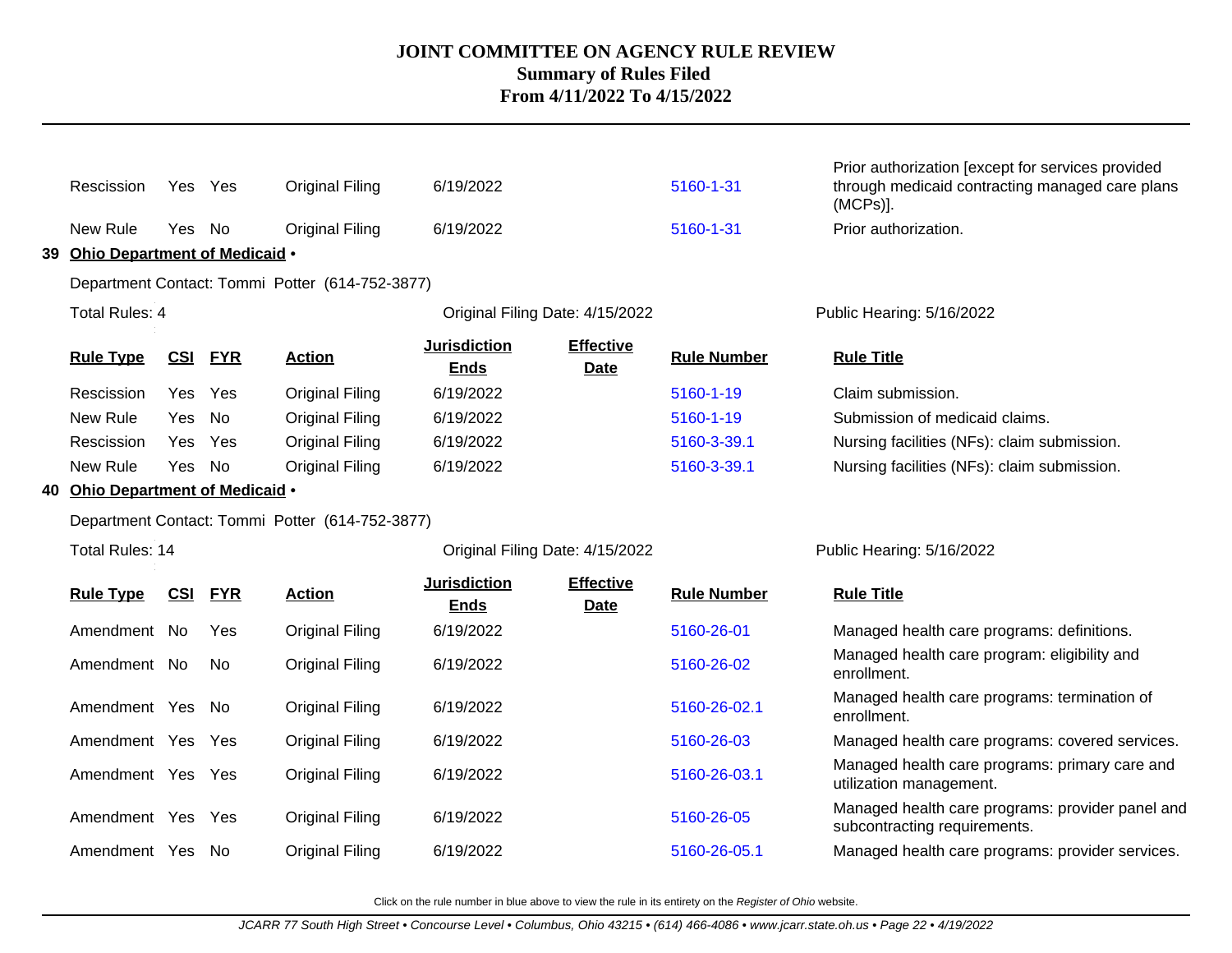| Rule Type | CSI | FYR | Action | Jurisdiction Ends | Effective Date | Rule Number | Rule Title |
|---|---|---|---|---|---|---|---|
| Rescission | Yes | Yes | Original Filing | 6/19/2022 | | 5160-1-31 | Prior authorization [except for services provided through medicaid contracting managed care plans (MCPs)]. |
| New Rule | Yes | No | Original Filing | 6/19/2022 | | 5160-1-31 | Prior authorization. |

**39 Ohio Department of Medicaid •**

Department Contact: Tommi Potter (614-752-3877)

Total Rules: 4 — Original Filing Date: 4/15/2022 — Public Hearing: 5/16/2022

| Rule Type | CSI | FYR | Action | Jurisdiction Ends | Effective Date | Rule Number | Rule Title |
|---|---|---|---|---|---|---|---|
| Rescission | Yes | Yes | Original Filing | 6/19/2022 | | 5160-1-19 | Claim submission. |
| New Rule | Yes | No | Original Filing | 6/19/2022 | | 5160-1-19 | Submission of medicaid claims. |
| Rescission | Yes | Yes | Original Filing | 6/19/2022 | | 5160-3-39.1 | Nursing facilities (NFs): claim submission. |
| New Rule | Yes | No | Original Filing | 6/19/2022 | | 5160-3-39.1 | Nursing facilities (NFs): claim submission. |

**40 Ohio Department of Medicaid •**

Department Contact: Tommi Potter (614-752-3877)

Total Rules: 14 — Original Filing Date: 4/15/2022 — Public Hearing: 5/16/2022

| Rule Type | CSI | FYR | Action | Jurisdiction Ends | Effective Date | Rule Number | Rule Title |
|---|---|---|---|---|---|---|---|
| Amendment | No | Yes | Original Filing | 6/19/2022 | | 5160-26-01 | Managed health care programs: definitions. |
| Amendment | No | No | Original Filing | 6/19/2022 | | 5160-26-02 | Managed health care program: eligibility and enrollment. |
| Amendment | Yes | No | Original Filing | 6/19/2022 | | 5160-26-02.1 | Managed health care programs: termination of enrollment. |
| Amendment | Yes | Yes | Original Filing | 6/19/2022 | | 5160-26-03 | Managed health care programs: covered services. |
| Amendment | Yes | Yes | Original Filing | 6/19/2022 | | 5160-26-03.1 | Managed health care programs: primary care and utilization management. |
| Amendment | Yes | Yes | Original Filing | 6/19/2022 | | 5160-26-05 | Managed health care programs: provider panel and subcontracting requirements. |
| Amendment | Yes | No | Original Filing | 6/19/2022 | | 5160-26-05.1 | Managed health care programs: provider services. |

Click on the rule number in blue above to view the rule in its entirety on the *Register of Ohio* website.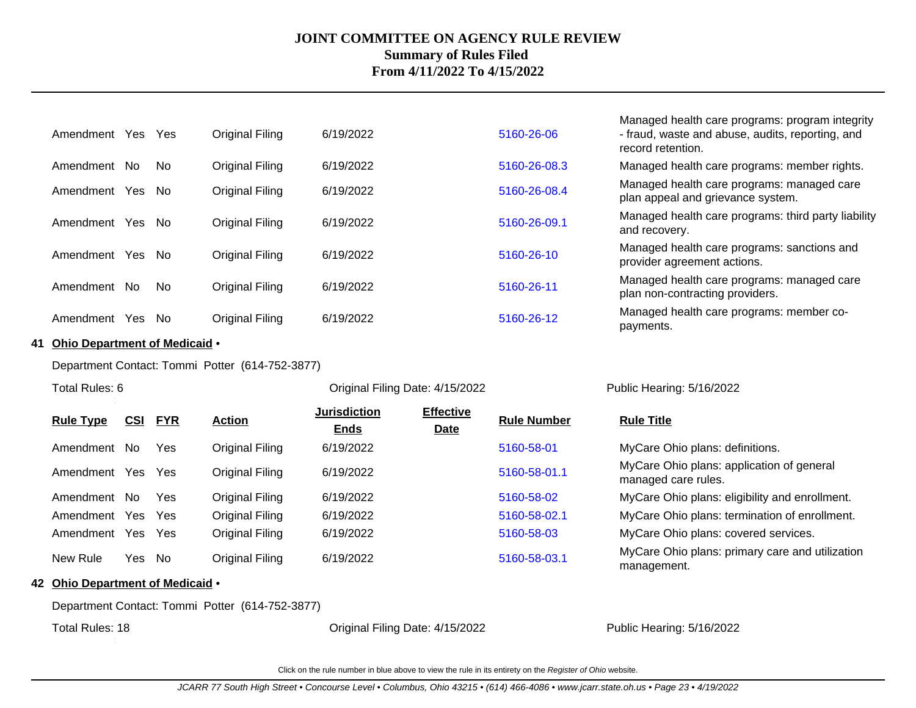# JOINT COMMITTEE ON AGENCY RULE REVIEW
## Summary of Rules Filed
### From 4/11/2022 To 4/15/2022

| Rule Type | CSI | FYR | Action | Jurisdiction Ends | Effective Date | Rule Number | Rule Title |
|---|---|---|---|---|---|---|---|
| Amendment | Yes | Yes | Original Filing | 6/19/2022 | | 5160-26-06 | Managed health care programs: program integrity - fraud, waste and abuse, audits, reporting, and record retention. |
| Amendment | No | No | Original Filing | 6/19/2022 | | 5160-26-08.3 | Managed health care programs: member rights. |
| Amendment | Yes | No | Original Filing | 6/19/2022 | | 5160-26-08.4 | Managed health care programs: managed care plan appeal and grievance system. |
| Amendment | Yes | No | Original Filing | 6/19/2022 | | 5160-26-09.1 | Managed health care programs: third party liability and recovery. |
| Amendment | Yes | No | Original Filing | 6/19/2022 | | 5160-26-10 | Managed health care programs: sanctions and provider agreement actions. |
| Amendment | No | No | Original Filing | 6/19/2022 | | 5160-26-11 | Managed health care programs: managed care plan non-contracting providers. |
| Amendment | Yes | No | Original Filing | 6/19/2022 | | 5160-26-12 | Managed health care programs: member co-payments. |

**41 Ohio Department of Medicaid •**

Department Contact: Tommi Potter (614-752-3877)

Total Rules: 6 | Original Filing Date: 4/15/2022 | Public Hearing: 5/16/2022

| Rule Type | CSI | FYR | Action | Jurisdiction Ends | Effective Date | Rule Number | Rule Title |
|---|---|---|---|---|---|---|---|
| Amendment | No | Yes | Original Filing | 6/19/2022 | | 5160-58-01 | MyCare Ohio plans: definitions. |
| Amendment | Yes | Yes | Original Filing | 6/19/2022 | | 5160-58-01.1 | MyCare Ohio plans: application of general managed care rules. |
| Amendment | No | Yes | Original Filing | 6/19/2022 | | 5160-58-02 | MyCare Ohio plans: eligibility and enrollment. |
| Amendment | Yes | Yes | Original Filing | 6/19/2022 | | 5160-58-02.1 | MyCare Ohio plans: termination of enrollment. |
| Amendment | Yes | Yes | Original Filing | 6/19/2022 | | 5160-58-03 | MyCare Ohio plans: covered services. |
| New Rule | Yes | No | Original Filing | 6/19/2022 | | 5160-58-03.1 | MyCare Ohio plans: primary care and utilization management. |

**42 Ohio Department of Medicaid •**

Department Contact: Tommi Potter (614-752-3877)

Total Rules: 18 | Original Filing Date: 4/15/2022 | Public Hearing: 5/16/2022

Click on the rule number in blue above to view the rule in its entirety on the *Register of Ohio* website.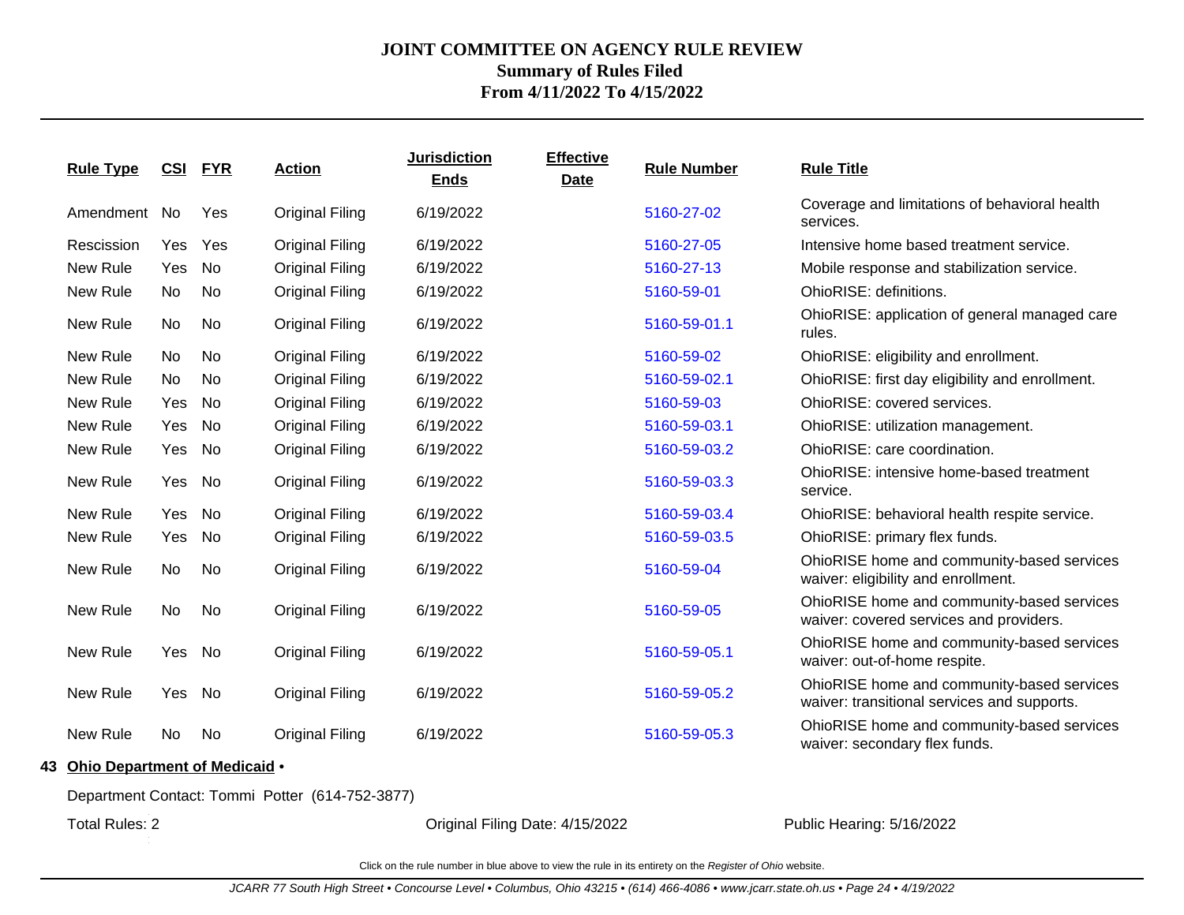# JOINT COMMITTEE ON AGENCY RULE REVIEW

## Summary of Rules Filed

## From 4/11/2022 To 4/15/2022

| Rule Type | CSI | FYR | Action | Jurisdiction Ends | Effective Date | Rule Number | Rule Title |
|---|---|---|---|---|---|---|---|
| Amendment | No | Yes | Original Filing | 6/19/2022 | | 5160-27-02 | Coverage and limitations of behavioral health services. |
| Rescission | Yes | Yes | Original Filing | 6/19/2022 | | 5160-27-05 | Intensive home based treatment service. |
| New Rule | Yes | No | Original Filing | 6/19/2022 | | 5160-27-13 | Mobile response and stabilization service. |
| New Rule | No | No | Original Filing | 6/19/2022 | | 5160-59-01 | OhioRISE: definitions. |
| New Rule | No | No | Original Filing | 6/19/2022 | | 5160-59-01.1 | OhioRISE: application of general managed care rules. |
| New Rule | No | No | Original Filing | 6/19/2022 | | 5160-59-02 | OhioRISE: eligibility and enrollment. |
| New Rule | No | No | Original Filing | 6/19/2022 | | 5160-59-02.1 | OhioRISE: first day eligibility and enrollment. |
| New Rule | Yes | No | Original Filing | 6/19/2022 | | 5160-59-03 | OhioRISE: covered services. |
| New Rule | Yes | No | Original Filing | 6/19/2022 | | 5160-59-03.1 | OhioRISE: utilization management. |
| New Rule | Yes | No | Original Filing | 6/19/2022 | | 5160-59-03.2 | OhioRISE: care coordination. |
| New Rule | Yes | No | Original Filing | 6/19/2022 | | 5160-59-03.3 | OhioRISE: intensive home-based treatment service. |
| New Rule | Yes | No | Original Filing | 6/19/2022 | | 5160-59-03.4 | OhioRISE: behavioral health respite service. |
| New Rule | Yes | No | Original Filing | 6/19/2022 | | 5160-59-03.5 | OhioRISE: primary flex funds. |
| New Rule | No | No | Original Filing | 6/19/2022 | | 5160-59-04 | OhioRISE home and community-based services waiver: eligibility and enrollment. |
| New Rule | No | No | Original Filing | 6/19/2022 | | 5160-59-05 | OhioRISE home and community-based services waiver: covered services and providers. |
| New Rule | Yes | No | Original Filing | 6/19/2022 | | 5160-59-05.1 | OhioRISE home and community-based services waiver: out-of-home respite. |
| New Rule | Yes | No | Original Filing | 6/19/2022 | | 5160-59-05.2 | OhioRISE home and community-based services waiver: transitional services and supports. |
| New Rule | No | No | Original Filing | 6/19/2022 | | 5160-59-05.3 | OhioRISE home and community-based services waiver: secondary flex funds. |

**43 Ohio Department of Medicaid •**

Department Contact: Tommi Potter (614-752-3877)

Total Rules: 2 | Original Filing Date: 4/15/2022 | Public Hearing: 5/16/2022

Click on the rule number in blue above to view the rule in its entirety on the *Register of Ohio* website.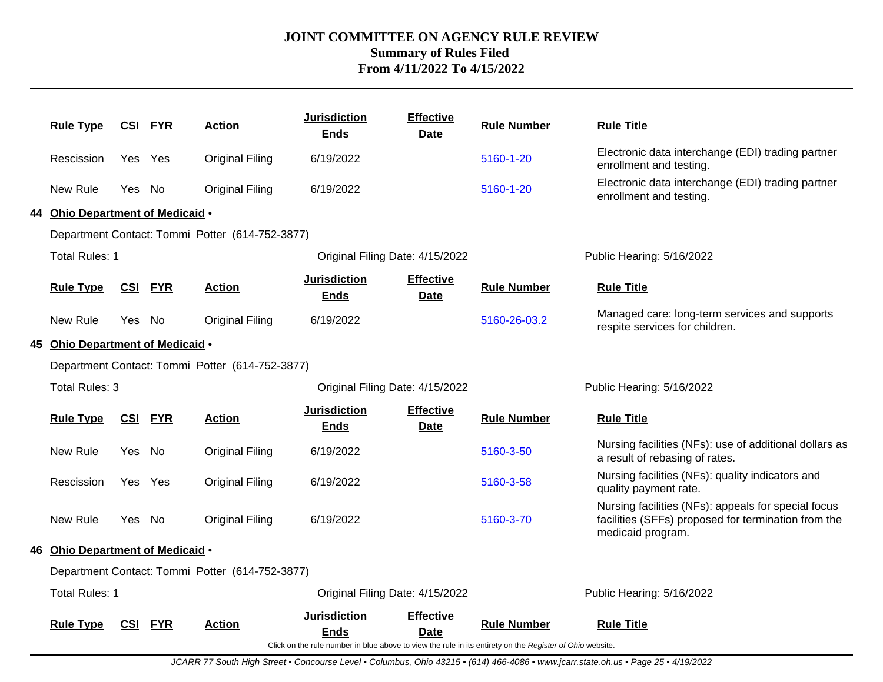| Rule Type | CSI | FYR | Action | Jurisdiction Ends | Effective Date | Rule Number | Rule Title |
|---|---|---|---|---|---|---|---|
| Rescission | Yes | Yes | Original Filing | 6/19/2022 | | 5160-1-20 | Electronic data interchange (EDI) trading partner enrollment and testing. |
| New Rule | Yes | No | Original Filing | 6/19/2022 | | 5160-1-20 | Electronic data interchange (EDI) trading partner enrollment and testing. |

**44 Ohio Department of Medicaid •**

Department Contact: Tommi Potter (614-752-3877)

Total Rules: 1 — Original Filing Date: 4/15/2022 — Public Hearing: 5/16/2022

| Rule Type | CSI | FYR | Action | Jurisdiction Ends | Effective Date | Rule Number | Rule Title |
|---|---|---|---|---|---|---|---|
| New Rule | Yes | No | Original Filing | 6/19/2022 | | 5160-26-03.2 | Managed care: long-term services and supports respite services for children. |

**45 Ohio Department of Medicaid •**

Department Contact: Tommi Potter (614-752-3877)

Total Rules: 3 — Original Filing Date: 4/15/2022 — Public Hearing: 5/16/2022

| Rule Type | CSI | FYR | Action | Jurisdiction Ends | Effective Date | Rule Number | Rule Title |
|---|---|---|---|---|---|---|---|
| New Rule | Yes | No | Original Filing | 6/19/2022 | | 5160-3-50 | Nursing facilities (NFs): use of additional dollars as a result of rebasing of rates. |
| Rescission | Yes | Yes | Original Filing | 6/19/2022 | | 5160-3-58 | Nursing facilities (NFs): quality indicators and quality payment rate. |
| New Rule | Yes | No | Original Filing | 6/19/2022 | | 5160-3-70 | Nursing facilities (NFs): appeals for special focus facilities (SFFs) proposed for termination from the medicaid program. |

**46 Ohio Department of Medicaid •**

Department Contact: Tommi Potter (614-752-3877)

Total Rules: 1 — Original Filing Date: 4/15/2022 — Public Hearing: 5/16/2022

| Rule Type | CSI | FYR | Action | Jurisdiction Ends | Effective Date | Rule Number | Rule Title |
|---|---|---|---|---|---|---|---|

Click on the rule number in blue above to view the rule in its entirety on the *Register of Ohio* website.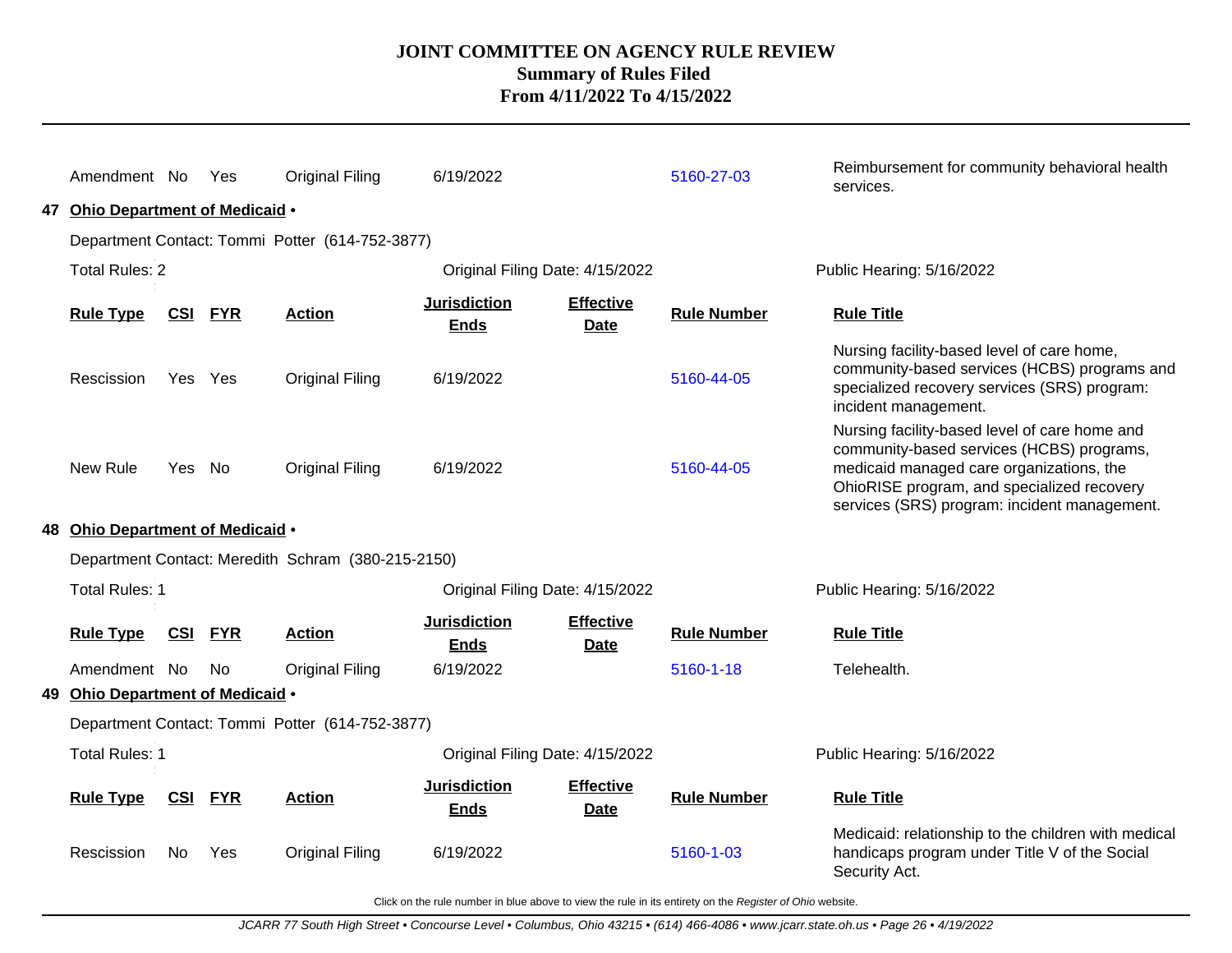# JOINT COMMITTEE ON AGENCY RULE REVIEW
## Summary of Rules Filed
## From 4/11/2022 To 4/15/2022

| Rule Type | CSI | FYR | Action | Jurisdiction Ends | Effective Date | Rule Number | Rule Title |
|---|---|---|---|---|---|---|---|
| Amendment | No | Yes | Original Filing | 6/19/2022 | | 5160-27-03 | Reimbursement for community behavioral health services. |

**47 Ohio Department of Medicaid •**

Department Contact: Tommi Potter (614-752-3877)

Total Rules: 2 | Original Filing Date: 4/15/2022 | Public Hearing: 5/16/2022

| Rule Type | CSI | FYR | Action | Jurisdiction Ends | Effective Date | Rule Number | Rule Title |
|---|---|---|---|---|---|---|---|
| Rescission | Yes | Yes | Original Filing | 6/19/2022 | | 5160-44-05 | Nursing facility-based level of care home, community-based services (HCBS) programs and specialized recovery services (SRS) program: incident management. |
| New Rule | Yes | No | Original Filing | 6/19/2022 | | 5160-44-05 | Nursing facility-based level of care home and community-based services (HCBS) programs, medicaid managed care organizations, the OhioRISE program, and specialized recovery services (SRS) program: incident management. |

**48 Ohio Department of Medicaid •**

Department Contact: Meredith Schram (380-215-2150)

Total Rules: 1 | Original Filing Date: 4/15/2022 | Public Hearing: 5/16/2022

| Rule Type | CSI | FYR | Action | Jurisdiction Ends | Effective Date | Rule Number | Rule Title |
|---|---|---|---|---|---|---|---|
| Amendment | No | No | Original Filing | 6/19/2022 | | 5160-1-18 | Telehealth. |

**49 Ohio Department of Medicaid •**

Department Contact: Tommi Potter (614-752-3877)

Total Rules: 1 | Original Filing Date: 4/15/2022 | Public Hearing: 5/16/2022

| Rule Type | CSI | FYR | Action | Jurisdiction Ends | Effective Date | Rule Number | Rule Title |
|---|---|---|---|---|---|---|---|
| Rescission | No | Yes | Original Filing | 6/19/2022 | | 5160-1-03 | Medicaid: relationship to the children with medical handicaps program under Title V of the Social Security Act. |

Click on the rule number in blue above to view the rule in its entirety on the *Register of Ohio* website.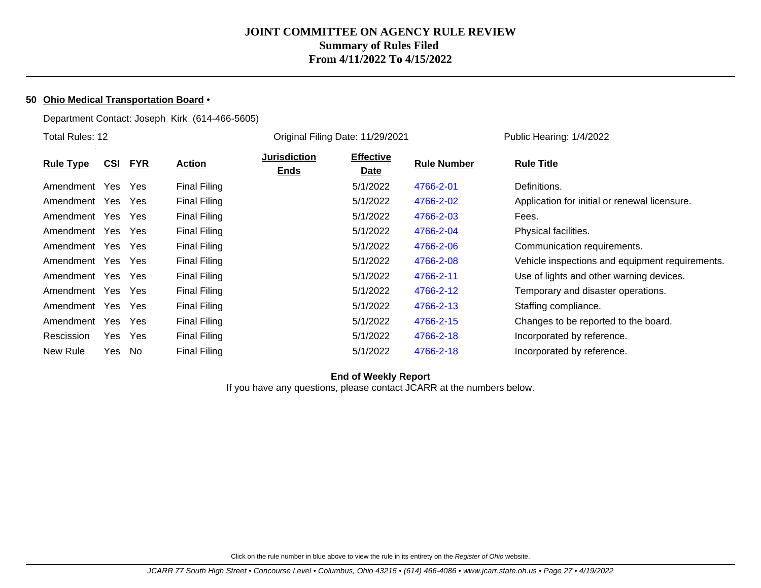**JOINT COMMITTEE ON AGENCY RULE REVIEW**
**Summary of Rules Filed**
**From 4/11/2022 To 4/15/2022**

**50 Ohio Medical Transportation Board •**

Department Contact: Joseph Kirk (614-466-5605)

Total Rules: 12 | Original Filing Date: 11/29/2021 | Public Hearing: 1/4/2022

| Rule Type | CSI | FYR | Action | Jurisdiction Ends | Effective Date | Rule Number | Rule Title |
|---|---|---|---|---|---|---|---|
| Amendment | Yes | Yes | Final Filing | | 5/1/2022 | 4766-2-01 | Definitions. |
| Amendment | Yes | Yes | Final Filing | | 5/1/2022 | 4766-2-02 | Application for initial or renewal licensure. |
| Amendment | Yes | Yes | Final Filing | | 5/1/2022 | 4766-2-03 | Fees. |
| Amendment | Yes | Yes | Final Filing | | 5/1/2022 | 4766-2-04 | Physical facilities. |
| Amendment | Yes | Yes | Final Filing | | 5/1/2022 | 4766-2-06 | Communication requirements. |
| Amendment | Yes | Yes | Final Filing | | 5/1/2022 | 4766-2-08 | Vehicle inspections and equipment requirements. |
| Amendment | Yes | Yes | Final Filing | | 5/1/2022 | 4766-2-11 | Use of lights and other warning devices. |
| Amendment | Yes | Yes | Final Filing | | 5/1/2022 | 4766-2-12 | Temporary and disaster operations. |
| Amendment | Yes | Yes | Final Filing | | 5/1/2022 | 4766-2-13 | Staffing compliance. |
| Amendment | Yes | Yes | Final Filing | | 5/1/2022 | 4766-2-15 | Changes to be reported to the board. |
| Rescission | Yes | Yes | Final Filing | | 5/1/2022 | 4766-2-18 | Incorporated by reference. |
| New Rule | Yes | No | Final Filing | | 5/1/2022 | 4766-2-18 | Incorporated by reference. |

**End of Weekly Report**

If you have any questions, please contact JCARR at the numbers below.

Click on the rule number in blue above to view the rule in its entirety on the *Register of Ohio* website.